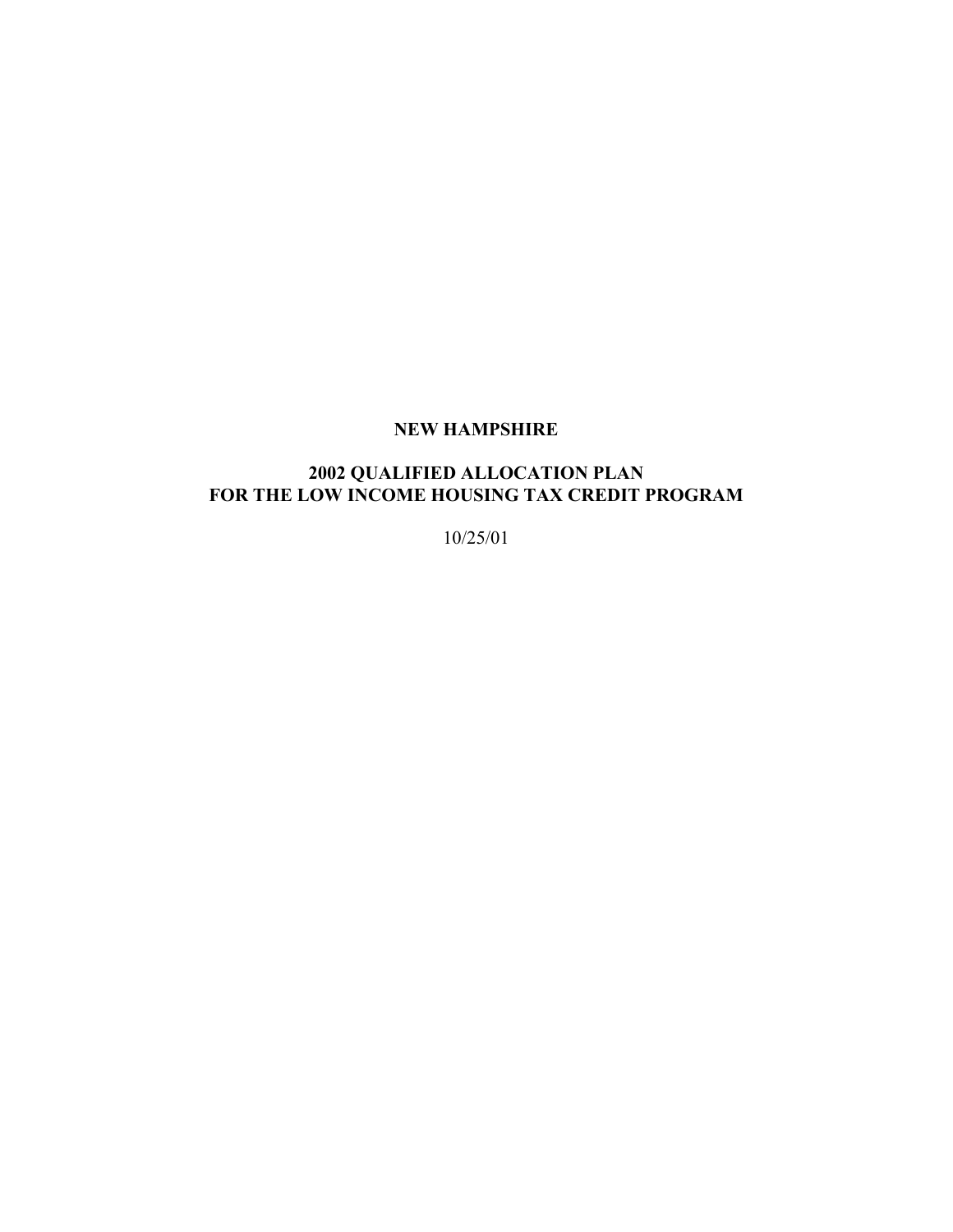# NEW HAMPSHIRE

## 2002 QUALIFIED ALLOCATION PLAN
## FOR THE LOW INCOME HOUSING TAX CREDIT PROGRAM

10/25/01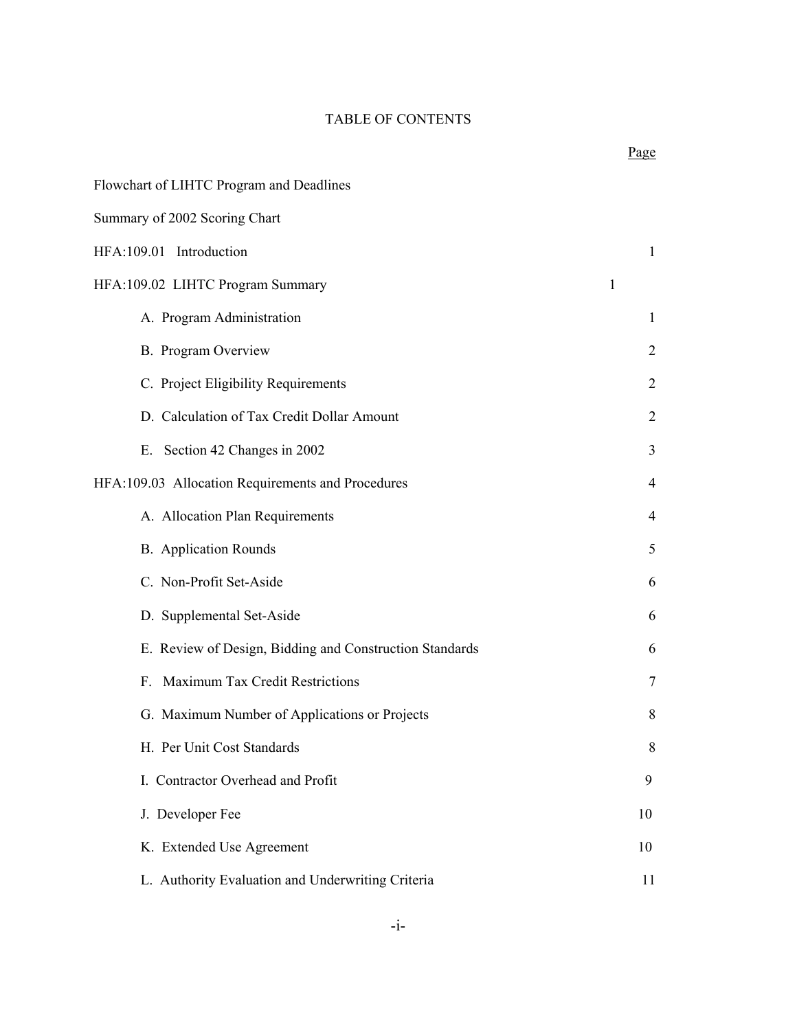# TABLE OF CONTENTS

| | Page |
|---|---|
| Flowchart of LIHTC Program and Deadlines | |
| Summary of 2002 Scoring Chart | |
| HFA:109.01 Introduction | 1 |
| HFA:109.02 LIHTC Program Summary | 1 |
| A. Program Administration | 1 |
| B. Program Overview | 2 |
| C. Project Eligibility Requirements | 2 |
| D. Calculation of Tax Credit Dollar Amount | 2 |
| E. Section 42 Changes in 2002 | 3 |
| HFA:109.03 Allocation Requirements and Procedures | 4 |
| A. Allocation Plan Requirements | 4 |
| B. Application Rounds | 5 |
| C. Non-Profit Set-Aside | 6 |
| D. Supplemental Set-Aside | 6 |
| E. Review of Design, Bidding and Construction Standards | 6 |
| F. Maximum Tax Credit Restrictions | 7 |
| G. Maximum Number of Applications or Projects | 8 |
| H. Per Unit Cost Standards | 8 |
| I. Contractor Overhead and Profit | 9 |
| J. Developer Fee | 10 |
| K. Extended Use Agreement | 10 |
| L. Authority Evaluation and Underwriting Criteria | 11 |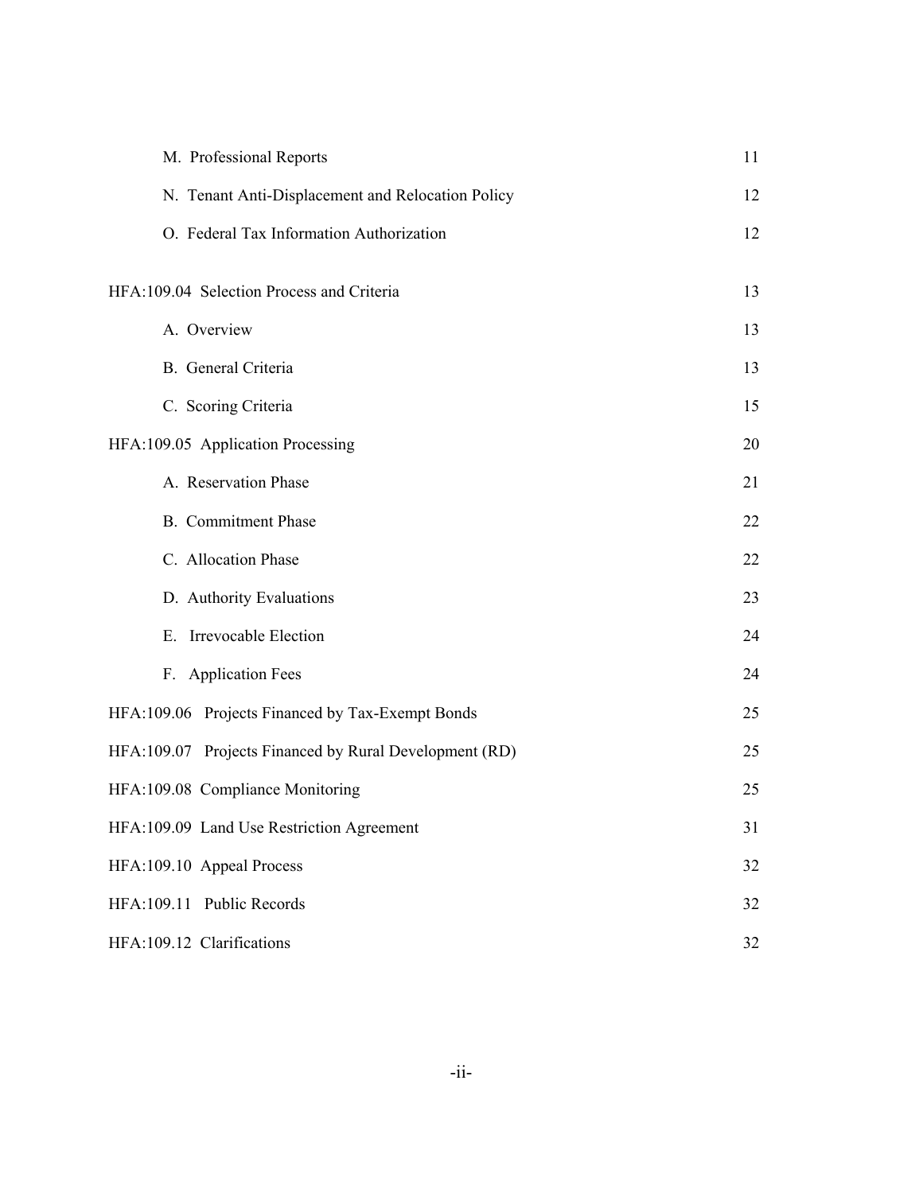| | |
|---|---|
| M. Professional Reports | 11 |
| N. Tenant Anti-Displacement and Relocation Policy | 12 |
| O. Federal Tax Information Authorization | 12 |
| HFA:109.04 Selection Process and Criteria | 13 |
| A. Overview | 13 |
| B. General Criteria | 13 |
| C. Scoring Criteria | 15 |
| HFA:109.05 Application Processing | 20 |
| A. Reservation Phase | 21 |
| B. Commitment Phase | 22 |
| C. Allocation Phase | 22 |
| D. Authority Evaluations | 23 |
| E. Irrevocable Election | 24 |
| F. Application Fees | 24 |
| HFA:109.06 Projects Financed by Tax-Exempt Bonds | 25 |
| HFA:109.07 Projects Financed by Rural Development (RD) | 25 |
| HFA:109.08 Compliance Monitoring | 25 |
| HFA:109.09 Land Use Restriction Agreement | 31 |
| HFA:109.10 Appeal Process | 32 |
| HFA:109.11 Public Records | 32 |
| HFA:109.12 Clarifications | 32 |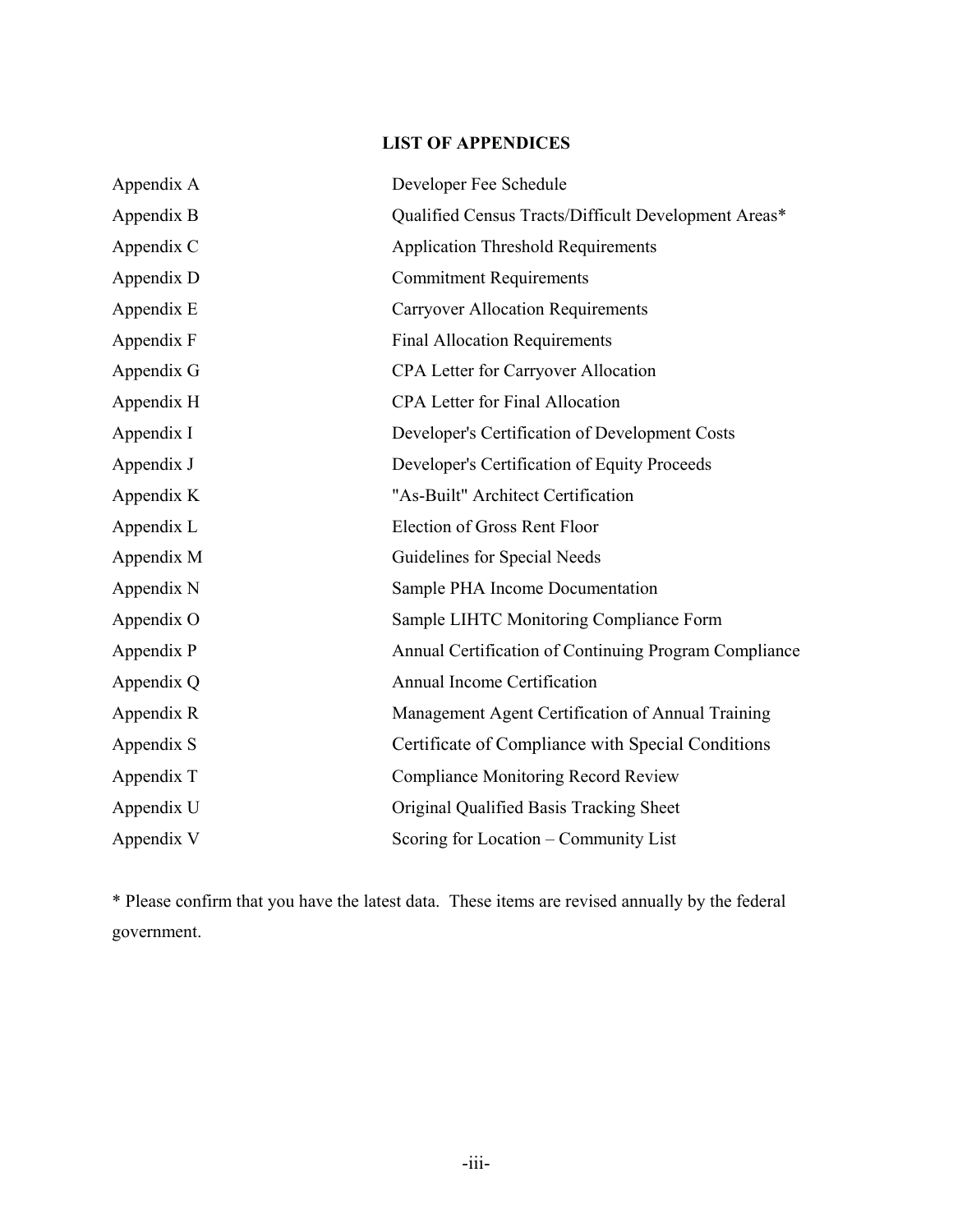## LIST OF APPENDICES

| | |
|---|---|
| Appendix A | Developer Fee Schedule |
| Appendix B | Qualified Census Tracts/Difficult Development Areas* |
| Appendix C | Application Threshold Requirements |
| Appendix D | Commitment Requirements |
| Appendix E | Carryover Allocation Requirements |
| Appendix F | Final Allocation Requirements |
| Appendix G | CPA Letter for Carryover Allocation |
| Appendix H | CPA Letter for Final Allocation |
| Appendix I | Developer's Certification of Development Costs |
| Appendix J | Developer's Certification of Equity Proceeds |
| Appendix K | "As-Built" Architect Certification |
| Appendix L | Election of Gross Rent Floor |
| Appendix M | Guidelines for Special Needs |
| Appendix N | Sample PHA Income Documentation |
| Appendix O | Sample LIHTC Monitoring Compliance Form |
| Appendix P | Annual Certification of Continuing Program Compliance |
| Appendix Q | Annual Income Certification |
| Appendix R | Management Agent Certification of Annual Training |
| Appendix S | Certificate of Compliance with Special Conditions |
| Appendix T | Compliance Monitoring Record Review |
| Appendix U | Original Qualified Basis Tracking Sheet |
| Appendix V | Scoring for Location – Community List |

* Please confirm that you have the latest data. These items are revised annually by the federal government.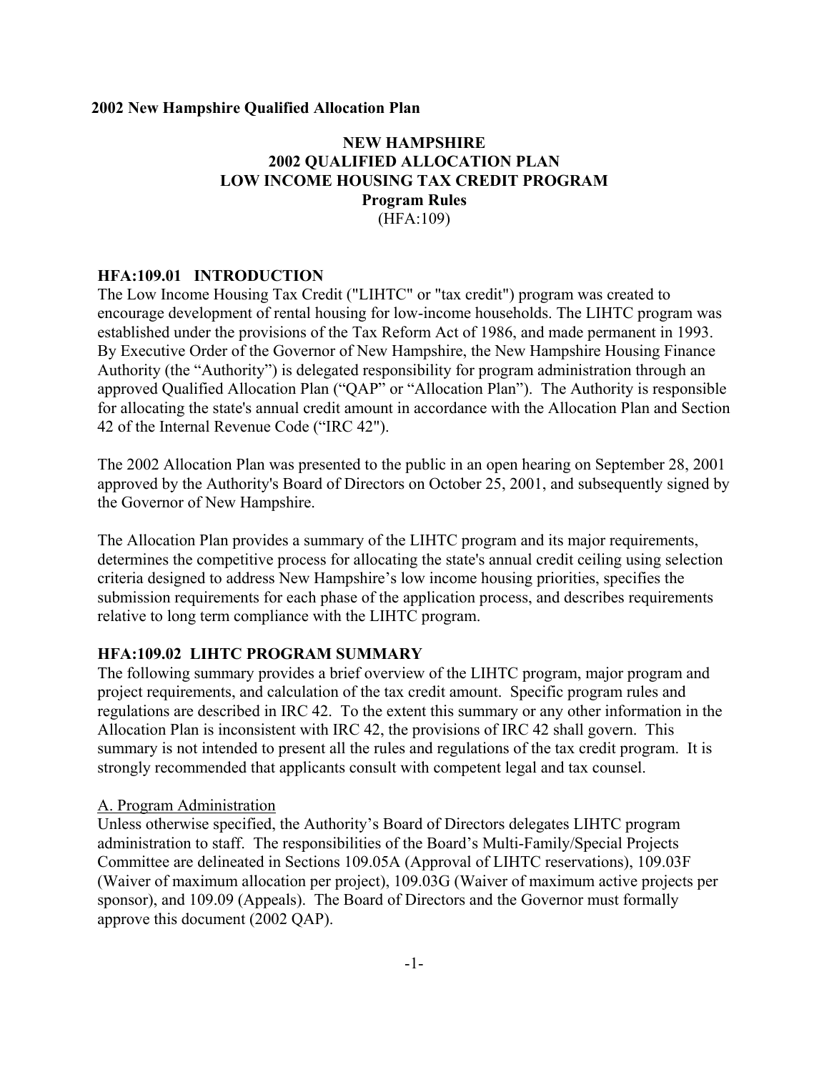**2002 New Hampshire Qualified Allocation Plan**

# NEW HAMPSHIRE 2002 QUALIFIED ALLOCATION PLAN LOW INCOME HOUSING TAX CREDIT PROGRAM

**Program Rules**

(HFA:109)

## HFA:109.01 INTRODUCTION

The Low Income Housing Tax Credit ("LIHTC" or "tax credit") program was created to encourage development of rental housing for low-income households. The LIHTC program was established under the provisions of the Tax Reform Act of 1986, and made permanent in 1993. By Executive Order of the Governor of New Hampshire, the New Hampshire Housing Finance Authority (the "Authority") is delegated responsibility for program administration through an approved Qualified Allocation Plan ("QAP" or "Allocation Plan"). The Authority is responsible for allocating the state's annual credit amount in accordance with the Allocation Plan and Section 42 of the Internal Revenue Code ("IRC 42").

The 2002 Allocation Plan was presented to the public in an open hearing on September 28, 2001 approved by the Authority's Board of Directors on October 25, 2001, and subsequently signed by the Governor of New Hampshire.

The Allocation Plan provides a summary of the LIHTC program and its major requirements, determines the competitive process for allocating the state's annual credit ceiling using selection criteria designed to address New Hampshire's low income housing priorities, specifies the submission requirements for each phase of the application process, and describes requirements relative to long term compliance with the LIHTC program.

## HFA:109.02 LIHTC PROGRAM SUMMARY

The following summary provides a brief overview of the LIHTC program, major program and project requirements, and calculation of the tax credit amount. Specific program rules and regulations are described in IRC 42. To the extent this summary or any other information in the Allocation Plan is inconsistent with IRC 42, the provisions of IRC 42 shall govern. This summary is not intended to present all the rules and regulations of the tax credit program. It is strongly recommended that applicants consult with competent legal and tax counsel.

### A. Program Administration

Unless otherwise specified, the Authority's Board of Directors delegates LIHTC program administration to staff. The responsibilities of the Board's Multi-Family/Special Projects Committee are delineated in Sections 109.05A (Approval of LIHTC reservations), 109.03F (Waiver of maximum allocation per project), 109.03G (Waiver of maximum active projects per sponsor), and 109.09 (Appeals). The Board of Directors and the Governor must formally approve this document (2002 QAP).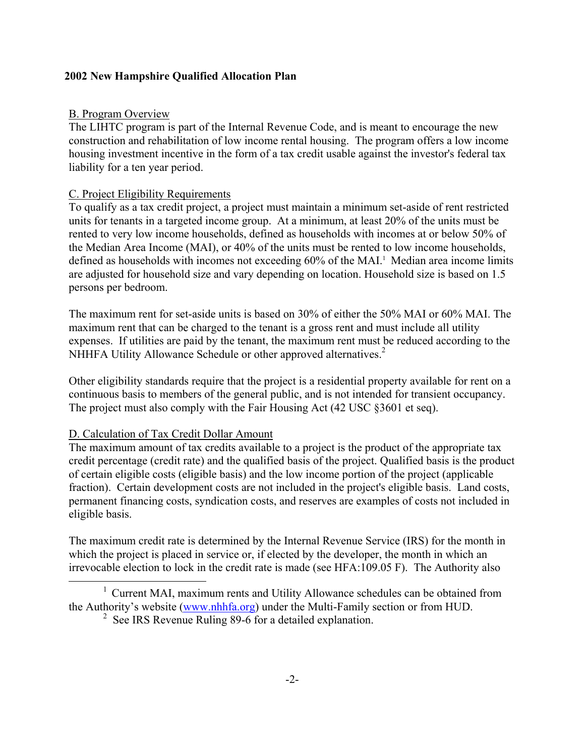**2002 New Hampshire Qualified Allocation Plan**

B. Program Overview

The LIHTC program is part of the Internal Revenue Code, and is meant to encourage the new construction and rehabilitation of low income rental housing. The program offers a low income housing investment incentive in the form of a tax credit usable against the investor's federal tax liability for a ten year period.

C. Project Eligibility Requirements

To qualify as a tax credit project, a project must maintain a minimum set-aside of rent restricted units for tenants in a targeted income group. At a minimum, at least 20% of the units must be rented to very low income households, defined as households with incomes at or below 50% of the Median Area Income (MAI), or 40% of the units must be rented to low income households, defined as households with incomes not exceeding 60% of the MAI.[1] Median area income limits are adjusted for household size and vary depending on location. Household size is based on 1.5 persons per bedroom.

The maximum rent for set-aside units is based on 30% of either the 50% MAI or 60% MAI. The maximum rent that can be charged to the tenant is a gross rent and must include all utility expenses. If utilities are paid by the tenant, the maximum rent must be reduced according to the NHHFA Utility Allowance Schedule or other approved alternatives.[2]

Other eligibility standards require that the project is a residential property available for rent on a continuous basis to members of the general public, and is not intended for transient occupancy. The project must also comply with the Fair Housing Act (42 USC §3601 et seq).

D. Calculation of Tax Credit Dollar Amount

The maximum amount of tax credits available to a project is the product of the appropriate tax credit percentage (credit rate) and the qualified basis of the project. Qualified basis is the product of certain eligible costs (eligible basis) and the low income portion of the project (applicable fraction). Certain development costs are not included in the project's eligible basis. Land costs, permanent financing costs, syndication costs, and reserves are examples of costs not included in eligible basis.

The maximum credit rate is determined by the Internal Revenue Service (IRS) for the month in which the project is placed in service or, if elected by the developer, the month in which an irrevocable election to lock in the credit rate is made (see HFA:109.05 F). The Authority also

---

[1] Current MAI, maximum rents and Utility Allowance schedules can be obtained from the Authority's website (www.nhhfa.org) under the Multi-Family section or from HUD.

[2] See IRS Revenue Ruling 89-6 for a detailed explanation.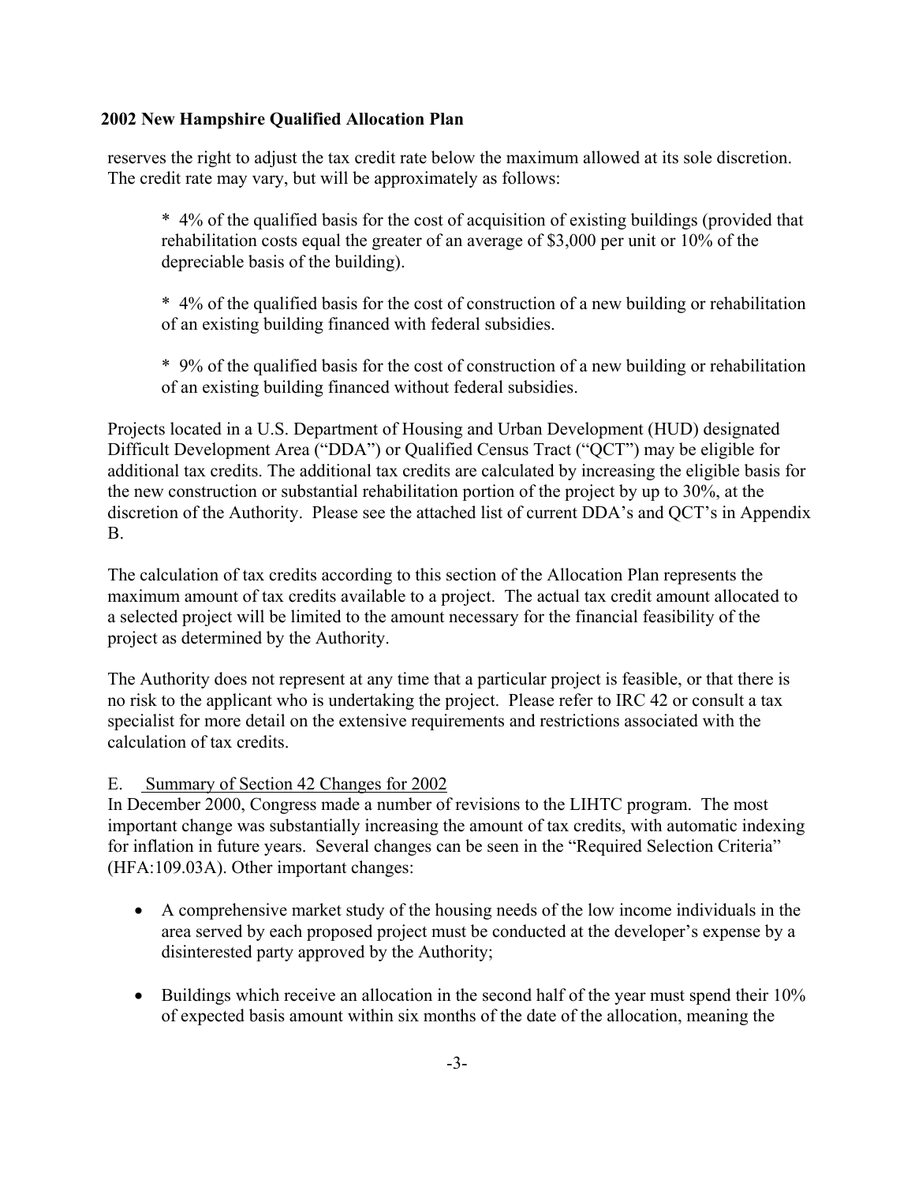reserves the right to adjust the tax credit rate below the maximum allowed at its sole discretion. The credit rate may vary, but will be approximately as follows:

* 4% of the qualified basis for the cost of acquisition of existing buildings (provided that rehabilitation costs equal the greater of an average of $3,000 per unit or 10% of the depreciable basis of the building).

* 4% of the qualified basis for the cost of construction of a new building or rehabilitation of an existing building financed with federal subsidies.

* 9% of the qualified basis for the cost of construction of a new building or rehabilitation of an existing building financed without federal subsidies.

Projects located in a U.S. Department of Housing and Urban Development (HUD) designated Difficult Development Area ("DDA") or Qualified Census Tract ("QCT") may be eligible for additional tax credits. The additional tax credits are calculated by increasing the eligible basis for the new construction or substantial rehabilitation portion of the project by up to 30%, at the discretion of the Authority. Please see the attached list of current DDA's and QCT's in Appendix B.

The calculation of tax credits according to this section of the Allocation Plan represents the maximum amount of tax credits available to a project. The actual tax credit amount allocated to a selected project will be limited to the amount necessary for the financial feasibility of the project as determined by the Authority.

The Authority does not represent at any time that a particular project is feasible, or that there is no risk to the applicant who is undertaking the project. Please refer to IRC 42 or consult a tax specialist for more detail on the extensive requirements and restrictions associated with the calculation of tax credits.

### E. Summary of Section 42 Changes for 2002

In December 2000, Congress made a number of revisions to the LIHTC program. The most important change was substantially increasing the amount of tax credits, with automatic indexing for inflation in future years. Several changes can be seen in the "Required Selection Criteria" (HFA:109.03A). Other important changes:

- A comprehensive market study of the housing needs of the low income individuals in the area served by each proposed project must be conducted at the developer's expense by a disinterested party approved by the Authority;

- Buildings which receive an allocation in the second half of the year must spend their 10% of expected basis amount within six months of the date of the allocation, meaning the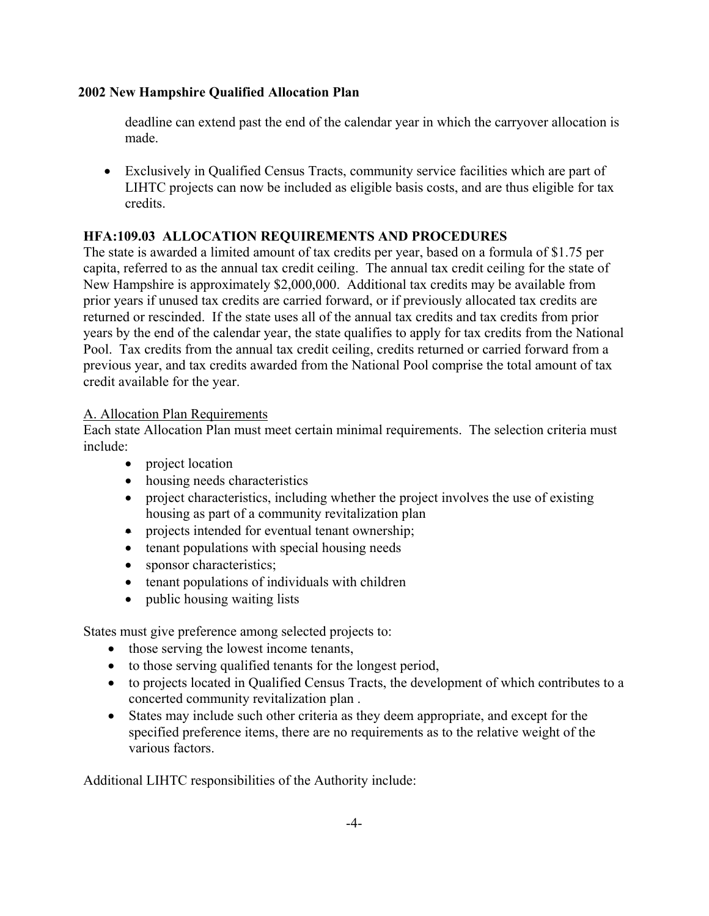deadline can extend past the end of the calendar year in which the carryover allocation is made.

- Exclusively in Qualified Census Tracts, community service facilities which are part of LIHTC projects can now be included as eligible basis costs, and are thus eligible for tax credits.

## HFA:109.03 ALLOCATION REQUIREMENTS AND PROCEDURES

The state is awarded a limited amount of tax credits per year, based on a formula of $1.75 per capita, referred to as the annual tax credit ceiling. The annual tax credit ceiling for the state of New Hampshire is approximately $2,000,000. Additional tax credits may be available from prior years if unused tax credits are carried forward, or if previously allocated tax credits are returned or rescinded. If the state uses all of the annual tax credits and tax credits from prior years by the end of the calendar year, the state qualifies to apply for tax credits from the National Pool. Tax credits from the annual tax credit ceiling, credits returned or carried forward from a previous year, and tax credits awarded from the National Pool comprise the total amount of tax credit available for the year.

<u>A. Allocation Plan Requirements</u>

Each state Allocation Plan must meet certain minimal requirements. The selection criteria must include:

- project location
- housing needs characteristics
- project characteristics, including whether the project involves the use of existing housing as part of a community revitalization plan
- projects intended for eventual tenant ownership;
- tenant populations with special housing needs
- sponsor characteristics;
- tenant populations of individuals with children
- public housing waiting lists

States must give preference among selected projects to:

- those serving the lowest income tenants,
- to those serving qualified tenants for the longest period,
- to projects located in Qualified Census Tracts, the development of which contributes to a concerted community revitalization plan .
- States may include such other criteria as they deem appropriate, and except for the specified preference items, there are no requirements as to the relative weight of the various factors.

Additional LIHTC responsibilities of the Authority include: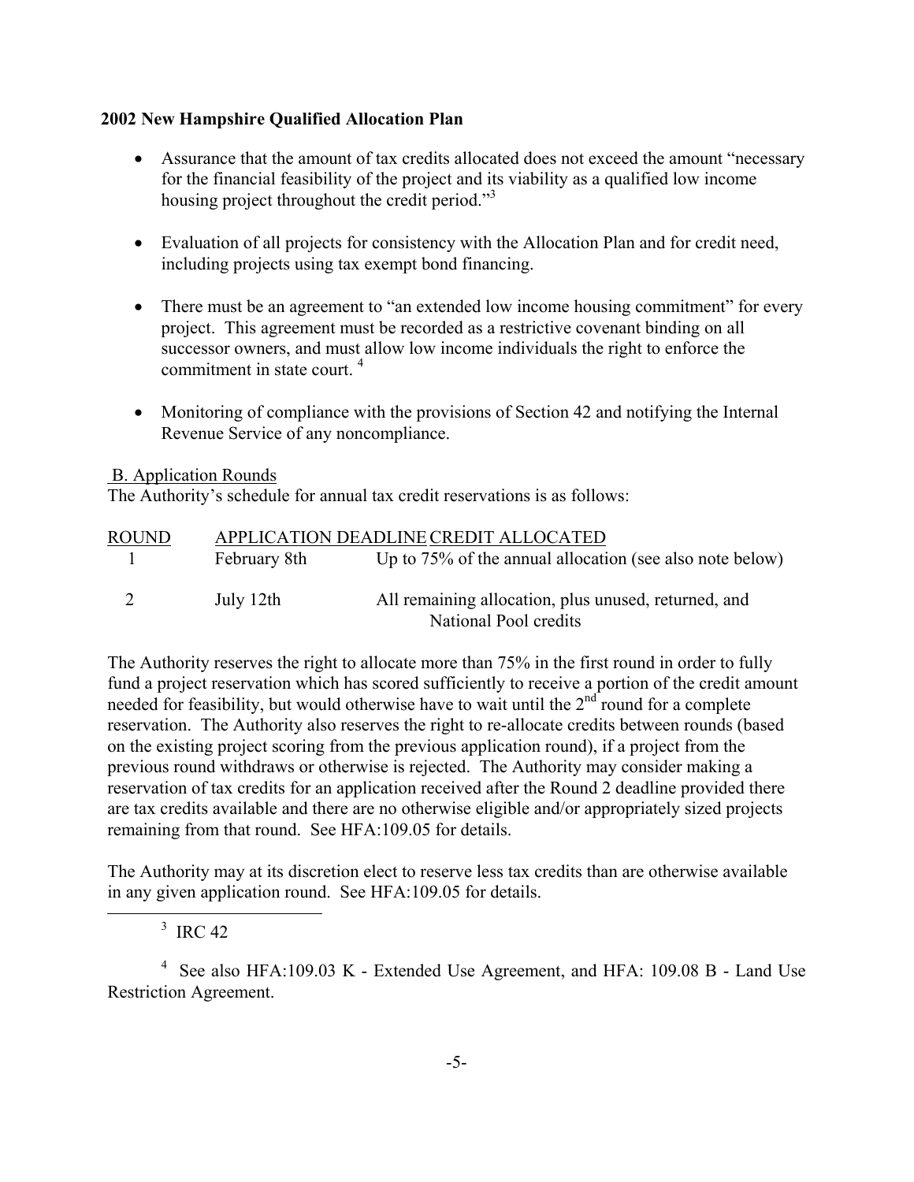**2002 New Hampshire Qualified Allocation Plan**

- Assurance that the amount of tax credits allocated does not exceed the amount "necessary for the financial feasibility of the project and its viability as a qualified low income housing project throughout the credit period."[3]

- Evaluation of all projects for consistency with the Allocation Plan and for credit need, including projects using tax exempt bond financing.

- There must be an agreement to "an extended low income housing commitment" for every project. This agreement must be recorded as a restrictive covenant binding on all successor owners, and must allow low income individuals the right to enforce the commitment in state court. [4]

- Monitoring of compliance with the provisions of Section 42 and notifying the Internal Revenue Service of any noncompliance.

B. Application Rounds

The Authority's schedule for annual tax credit reservations is as follows:

| ROUND | APPLICATION DEADLINE | CREDIT ALLOCATED |
|---|---|---|
| 1 | February 8th | Up to 75% of the annual allocation (see also note below) |
| 2 | July 12th | All remaining allocation, plus unused, returned, and National Pool credits |

The Authority reserves the right to allocate more than 75% in the first round in order to fully fund a project reservation which has scored sufficiently to receive a portion of the credit amount needed for feasibility, but would otherwise have to wait until the 2nd round for a complete reservation. The Authority also reserves the right to re-allocate credits between rounds (based on the existing project scoring from the previous application round), if a project from the previous round withdraws or otherwise is rejected. The Authority may consider making a reservation of tax credits for an application received after the Round 2 deadline provided there are tax credits available and there are no otherwise eligible and/or appropriately sized projects remaining from that round. See HFA:109.05 for details.

The Authority may at its discretion elect to reserve less tax credits than are otherwise available in any given application round. See HFA:109.05 for details.

---

[3] IRC 42

[4] See also HFA:109.03 K - Extended Use Agreement, and HFA: 109.08 B - Land Use Restriction Agreement.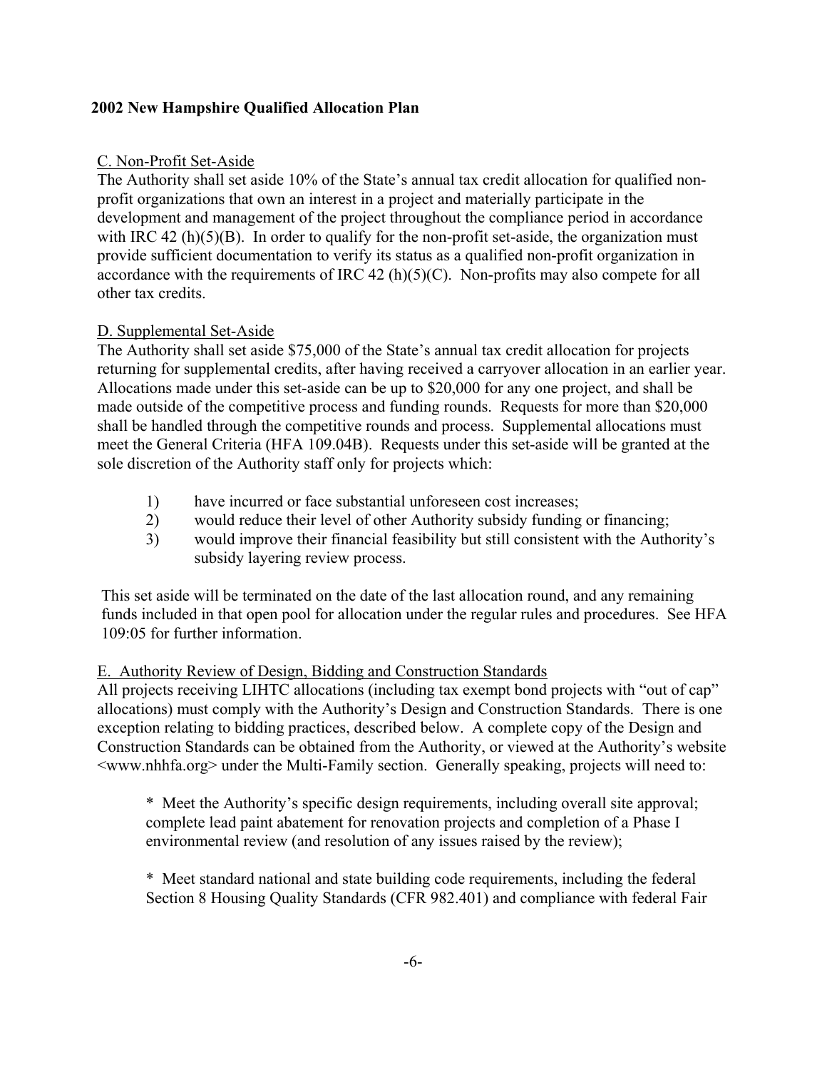**2002 New Hampshire Qualified Allocation Plan**

C. Non-Profit Set-Aside

The Authority shall set aside 10% of the State's annual tax credit allocation for qualified non-profit organizations that own an interest in a project and materially participate in the development and management of the project throughout the compliance period in accordance with IRC 42 (h)(5)(B). In order to qualify for the non-profit set-aside, the organization must provide sufficient documentation to verify its status as a qualified non-profit organization in accordance with the requirements of IRC 42 (h)(5)(C). Non-profits may also compete for all other tax credits.

D. Supplemental Set-Aside

The Authority shall set aside $75,000 of the State's annual tax credit allocation for projects returning for supplemental credits, after having received a carryover allocation in an earlier year. Allocations made under this set-aside can be up to $20,000 for any one project, and shall be made outside of the competitive process and funding rounds. Requests for more than $20,000 shall be handled through the competitive rounds and process. Supplemental allocations must meet the General Criteria (HFA 109.04B). Requests under this set-aside will be granted at the sole discretion of the Authority staff only for projects which:

1) have incurred or face substantial unforeseen cost increases;
2) would reduce their level of other Authority subsidy funding or financing;
3) would improve their financial feasibility but still consistent with the Authority's subsidy layering review process.

This set aside will be terminated on the date of the last allocation round, and any remaining funds included in that open pool for allocation under the regular rules and procedures. See HFA 109:05 for further information.

E. Authority Review of Design, Bidding and Construction Standards

All projects receiving LIHTC allocations (including tax exempt bond projects with "out of cap" allocations) must comply with the Authority's Design and Construction Standards. There is one exception relating to bidding practices, described below. A complete copy of the Design and Construction Standards can be obtained from the Authority, or viewed at the Authority's website <www.nhhfa.org> under the Multi-Family section. Generally speaking, projects will need to:

* Meet the Authority's specific design requirements, including overall site approval; complete lead paint abatement for renovation projects and completion of a Phase I environmental review (and resolution of any issues raised by the review);

* Meet standard national and state building code requirements, including the federal Section 8 Housing Quality Standards (CFR 982.401) and compliance with federal Fair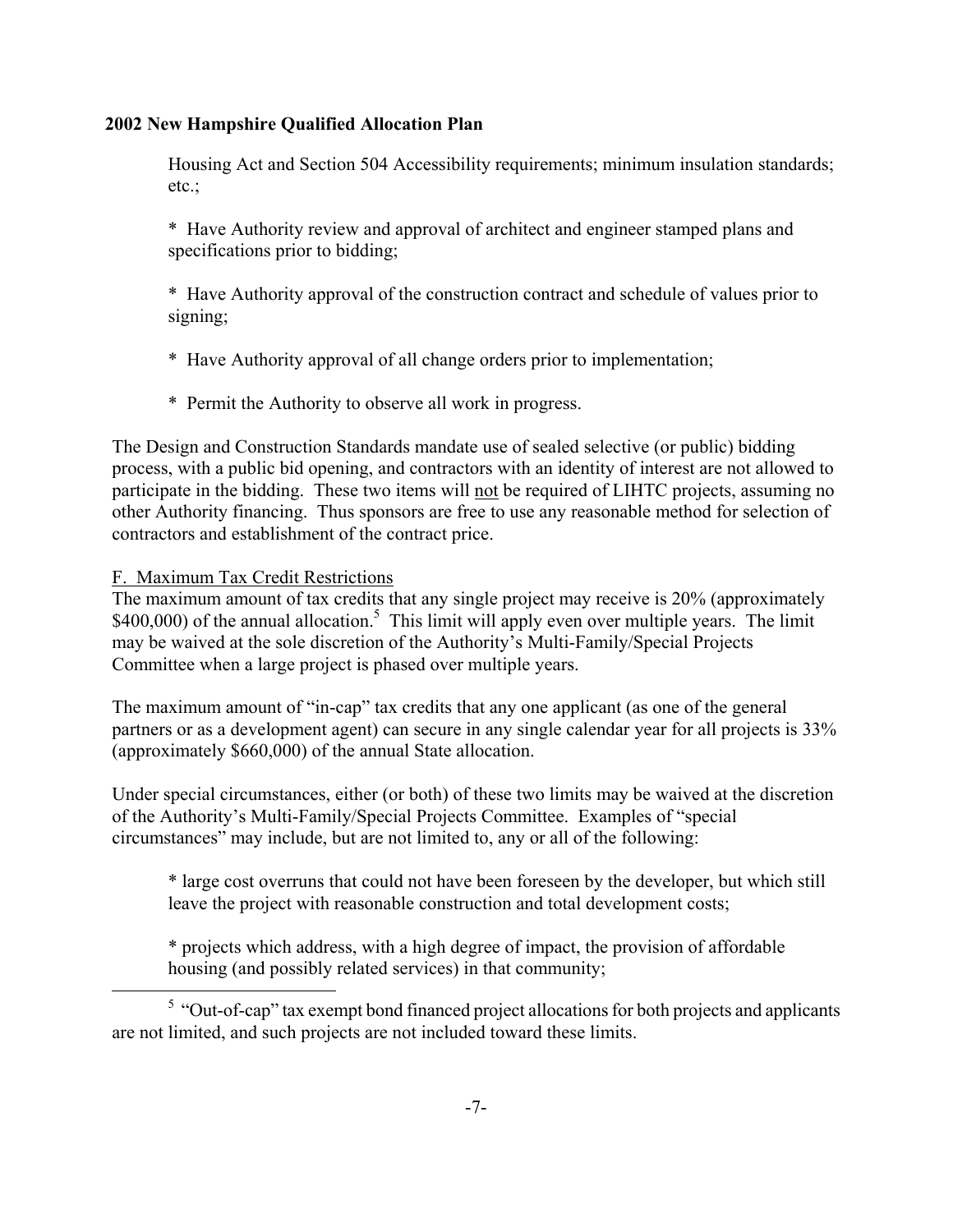Housing Act and Section 504 Accessibility requirements; minimum insulation standards; etc.;

* Have Authority review and approval of architect and engineer stamped plans and specifications prior to bidding;

* Have Authority approval of the construction contract and schedule of values prior to signing;

* Have Authority approval of all change orders prior to implementation;

* Permit the Authority to observe all work in progress.

The Design and Construction Standards mandate use of sealed selective (or public) bidding process, with a public bid opening, and contractors with an identity of interest are not allowed to participate in the bidding. These two items will not be required of LIHTC projects, assuming no other Authority financing. Thus sponsors are free to use any reasonable method for selection of contractors and establishment of the contract price.

F. Maximum Tax Credit Restrictions

The maximum amount of tax credits that any single project may receive is 20% (approximately $400,000) of the annual allocation.[5] This limit will apply even over multiple years. The limit may be waived at the sole discretion of the Authority's Multi-Family/Special Projects Committee when a large project is phased over multiple years.

The maximum amount of "in-cap" tax credits that any one applicant (as one of the general partners or as a development agent) can secure in any single calendar year for all projects is 33% (approximately $660,000) of the annual State allocation.

Under special circumstances, either (or both) of these two limits may be waived at the discretion of the Authority's Multi-Family/Special Projects Committee. Examples of "special circumstances" may include, but are not limited to, any or all of the following:

* large cost overruns that could not have been foreseen by the developer, but which still leave the project with reasonable construction and total development costs;

* projects which address, with a high degree of impact, the provision of affordable housing (and possibly related services) in that community;

[5] "Out-of-cap" tax exempt bond financed project allocations for both projects and applicants are not limited, and such projects are not included toward these limits.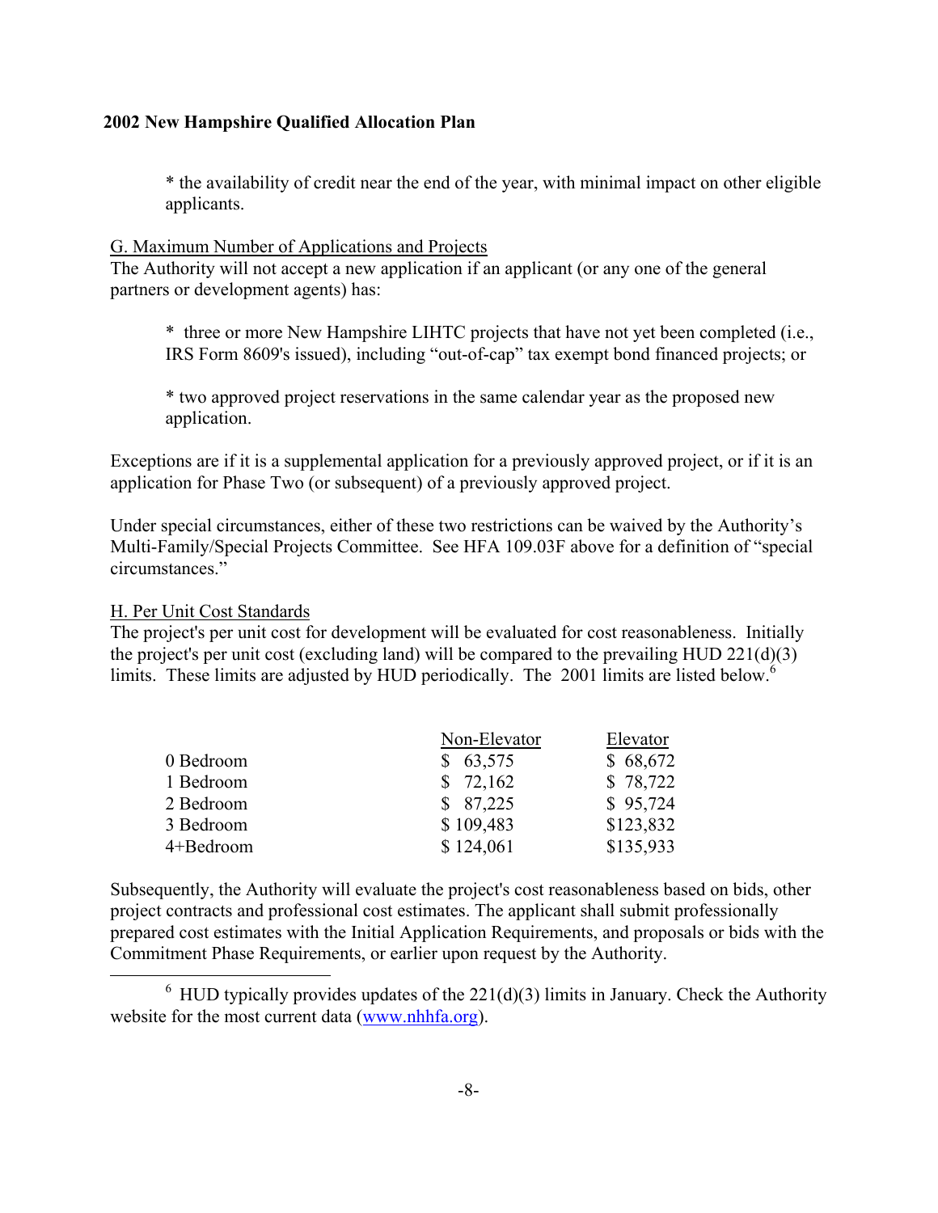* the availability of credit near the end of the year, with minimal impact on other eligible applicants.

G. Maximum Number of Applications and Projects

The Authority will not accept a new application if an applicant (or any one of the general partners or development agents) has:

* three or more New Hampshire LIHTC projects that have not yet been completed (i.e., IRS Form 8609's issued), including "out-of-cap" tax exempt bond financed projects; or

* two approved project reservations in the same calendar year as the proposed new application.

Exceptions are if it is a supplemental application for a previously approved project, or if it is an application for Phase Two (or subsequent) of a previously approved project.

Under special circumstances, either of these two restrictions can be waived by the Authority's Multi-Family/Special Projects Committee. See HFA 109.03F above for a definition of "special circumstances."

H. Per Unit Cost Standards

The project's per unit cost for development will be evaluated for cost reasonableness. Initially the project's per unit cost (excluding land) will be compared to the prevailing HUD 221(d)(3) limits. These limits are adjusted by HUD periodically. The 2001 limits are listed below.[6]

| | Non-Elevator | Elevator |
|---|---|---|
| 0 Bedroom | $ 63,575 | $ 68,672 |
| 1 Bedroom | $ 72,162 | $ 78,722 |
| 2 Bedroom | $ 87,225 | $ 95,724 |
| 3 Bedroom | $ 109,483 | $123,832 |
| 4+Bedroom | $ 124,061 | $135,933 |

Subsequently, the Authority will evaluate the project's cost reasonableness based on bids, other project contracts and professional cost estimates. The applicant shall submit professionally prepared cost estimates with the Initial Application Requirements, and proposals or bids with the Commitment Phase Requirements, or earlier upon request by the Authority.

[6] HUD typically provides updates of the 221(d)(3) limits in January. Check the Authority website for the most current data (www.nhhfa.org).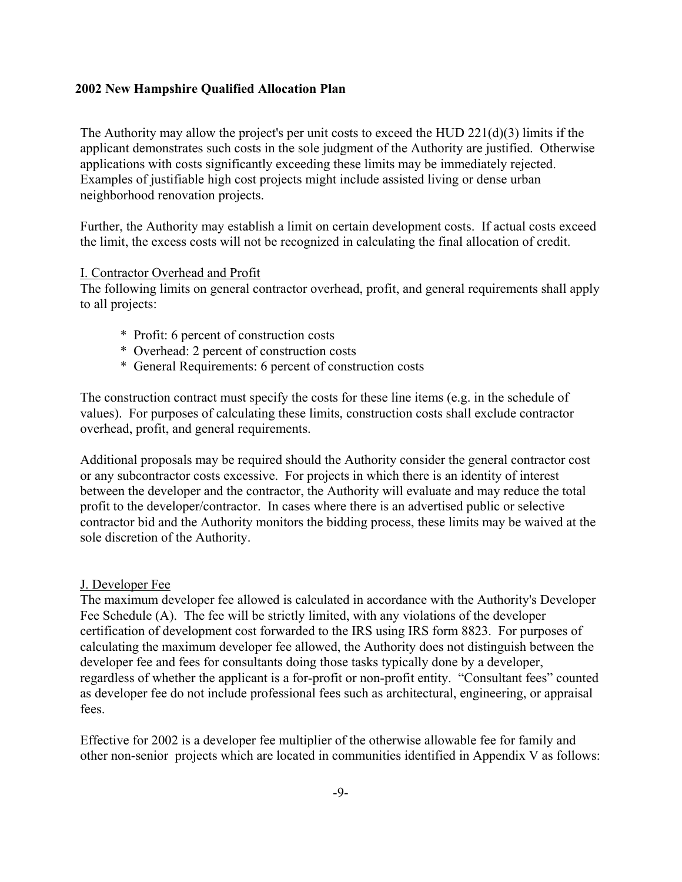The Authority may allow the project's per unit costs to exceed the HUD 221(d)(3) limits if the applicant demonstrates such costs in the sole judgment of the Authority are justified. Otherwise applications with costs significantly exceeding these limits may be immediately rejected. Examples of justifiable high cost projects might include assisted living or dense urban neighborhood renovation projects.

Further, the Authority may establish a limit on certain development costs. If actual costs exceed the limit, the excess costs will not be recognized in calculating the final allocation of credit.

I. Contractor Overhead and Profit

The following limits on general contractor overhead, profit, and general requirements shall apply to all projects:

* Profit: 6 percent of construction costs
* Overhead: 2 percent of construction costs
* General Requirements: 6 percent of construction costs

The construction contract must specify the costs for these line items (e.g. in the schedule of values). For purposes of calculating these limits, construction costs shall exclude contractor overhead, profit, and general requirements.

Additional proposals may be required should the Authority consider the general contractor cost or any subcontractor costs excessive. For projects in which there is an identity of interest between the developer and the contractor, the Authority will evaluate and may reduce the total profit to the developer/contractor. In cases where there is an advertised public or selective contractor bid and the Authority monitors the bidding process, these limits may be waived at the sole discretion of the Authority.

J. Developer Fee

The maximum developer fee allowed is calculated in accordance with the Authority's Developer Fee Schedule (A). The fee will be strictly limited, with any violations of the developer certification of development cost forwarded to the IRS using IRS form 8823. For purposes of calculating the maximum developer fee allowed, the Authority does not distinguish between the developer fee and fees for consultants doing those tasks typically done by a developer, regardless of whether the applicant is a for-profit or non-profit entity. "Consultant fees" counted as developer fee do not include professional fees such as architectural, engineering, or appraisal fees.

Effective for 2002 is a developer fee multiplier of the otherwise allowable fee for family and other non-senior projects which are located in communities identified in Appendix V as follows: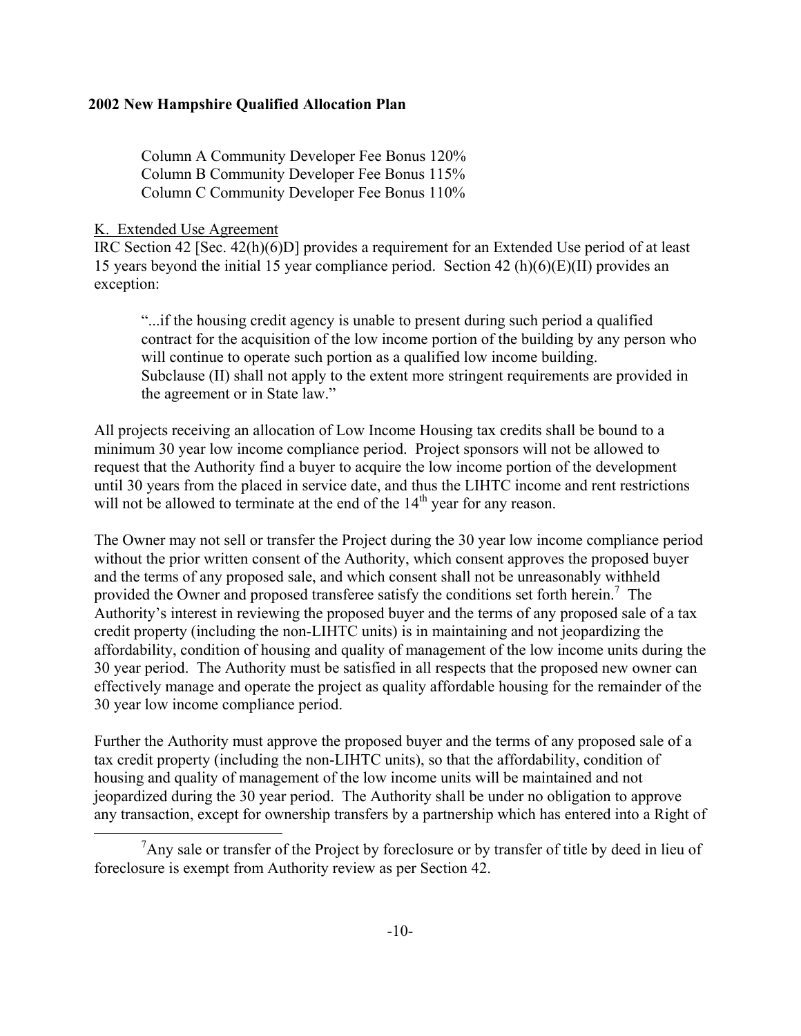Column A Community Developer Fee Bonus 120%
Column B Community Developer Fee Bonus 115%
Column C Community Developer Fee Bonus 110%

K. Extended Use Agreement

IRC Section 42 [Sec. 42(h)(6)D] provides a requirement for an Extended Use period of at least 15 years beyond the initial 15 year compliance period. Section 42 (h)(6)(E)(II) provides an exception:

> "...if the housing credit agency is unable to present during such period a qualified contract for the acquisition of the low income portion of the building by any person who will continue to operate such portion as a qualified low income building. Subclause (II) shall not apply to the extent more stringent requirements are provided in the agreement or in State law."

All projects receiving an allocation of Low Income Housing tax credits shall be bound to a minimum 30 year low income compliance period. Project sponsors will not be allowed to request that the Authority find a buyer to acquire the low income portion of the development until 30 years from the placed in service date, and thus the LIHTC income and rent restrictions will not be allowed to terminate at the end of the 14th year for any reason.

The Owner may not sell or transfer the Project during the 30 year low income compliance period without the prior written consent of the Authority, which consent approves the proposed buyer and the terms of any proposed sale, and which consent shall not be unreasonably withheld provided the Owner and proposed transferee satisfy the conditions set forth herein.[7] The Authority's interest in reviewing the proposed buyer and the terms of any proposed sale of a tax credit property (including the non-LIHTC units) is in maintaining and not jeopardizing the affordability, condition of housing and quality of management of the low income units during the 30 year period. The Authority must be satisfied in all respects that the proposed new owner can effectively manage and operate the project as quality affordable housing for the remainder of the 30 year low income compliance period.

Further the Authority must approve the proposed buyer and the terms of any proposed sale of a tax credit property (including the non-LIHTC units), so that the affordability, condition of housing and quality of management of the low income units will be maintained and not jeopardized during the 30 year period. The Authority shall be under no obligation to approve any transaction, except for ownership transfers by a partnership which has entered into a Right of

[7] Any sale or transfer of the Project by foreclosure or by transfer of title by deed in lieu of foreclosure is exempt from Authority review as per Section 42.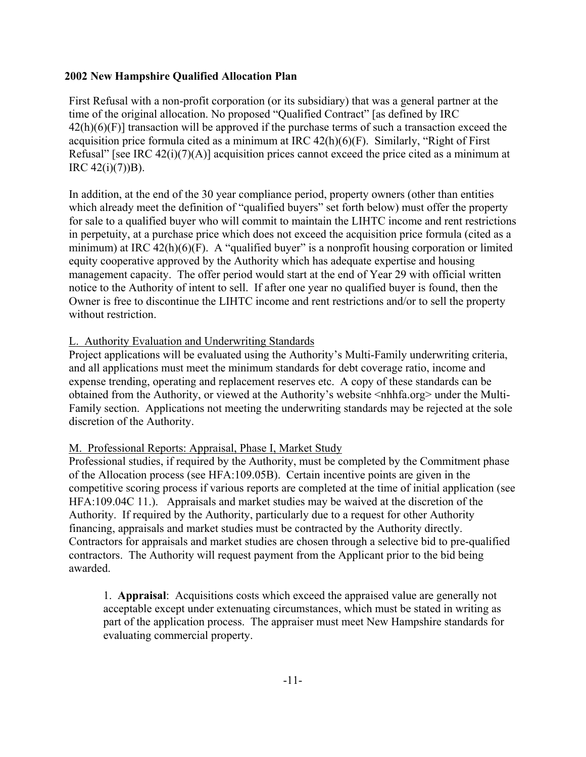First Refusal with a non-profit corporation (or its subsidiary) that was a general partner at the time of the original allocation. No proposed "Qualified Contract" [as defined by IRC 42(h)(6)(F)] transaction will be approved if the purchase terms of such a transaction exceed the acquisition price formula cited as a minimum at IRC 42(h)(6)(F). Similarly, "Right of First Refusal" [see IRC 42(i)(7)(A)] acquisition prices cannot exceed the price cited as a minimum at IRC 42(i)(7))B).

In addition, at the end of the 30 year compliance period, property owners (other than entities which already meet the definition of "qualified buyers" set forth below) must offer the property for sale to a qualified buyer who will commit to maintain the LIHTC income and rent restrictions in perpetuity, at a purchase price which does not exceed the acquisition price formula (cited as a minimum) at IRC 42(h)(6)(F). A "qualified buyer" is a nonprofit housing corporation or limited equity cooperative approved by the Authority which has adequate expertise and housing management capacity. The offer period would start at the end of Year 29 with official written notice to the Authority of intent to sell. If after one year no qualified buyer is found, then the Owner is free to discontinue the LIHTC income and rent restrictions and/or to sell the property without restriction.

L. Authority Evaluation and Underwriting Standards

Project applications will be evaluated using the Authority's Multi-Family underwriting criteria, and all applications must meet the minimum standards for debt coverage ratio, income and expense trending, operating and replacement reserves etc. A copy of these standards can be obtained from the Authority, or viewed at the Authority's website <nhhfa.org> under the Multi-Family section. Applications not meeting the underwriting standards may be rejected at the sole discretion of the Authority.

M. Professional Reports: Appraisal, Phase I, Market Study

Professional studies, if required by the Authority, must be completed by the Commitment phase of the Allocation process (see HFA:109.05B). Certain incentive points are given in the competitive scoring process if various reports are completed at the time of initial application (see HFA:109.04C 11.). Appraisals and market studies may be waived at the discretion of the Authority. If required by the Authority, particularly due to a request for other Authority financing, appraisals and market studies must be contracted by the Authority directly. Contractors for appraisals and market studies are chosen through a selective bid to pre-qualified contractors. The Authority will request payment from the Applicant prior to the bid being awarded.

1. **Appraisal**: Acquisitions costs which exceed the appraised value are generally not acceptable except under extenuating circumstances, which must be stated in writing as part of the application process. The appraiser must meet New Hampshire standards for evaluating commercial property.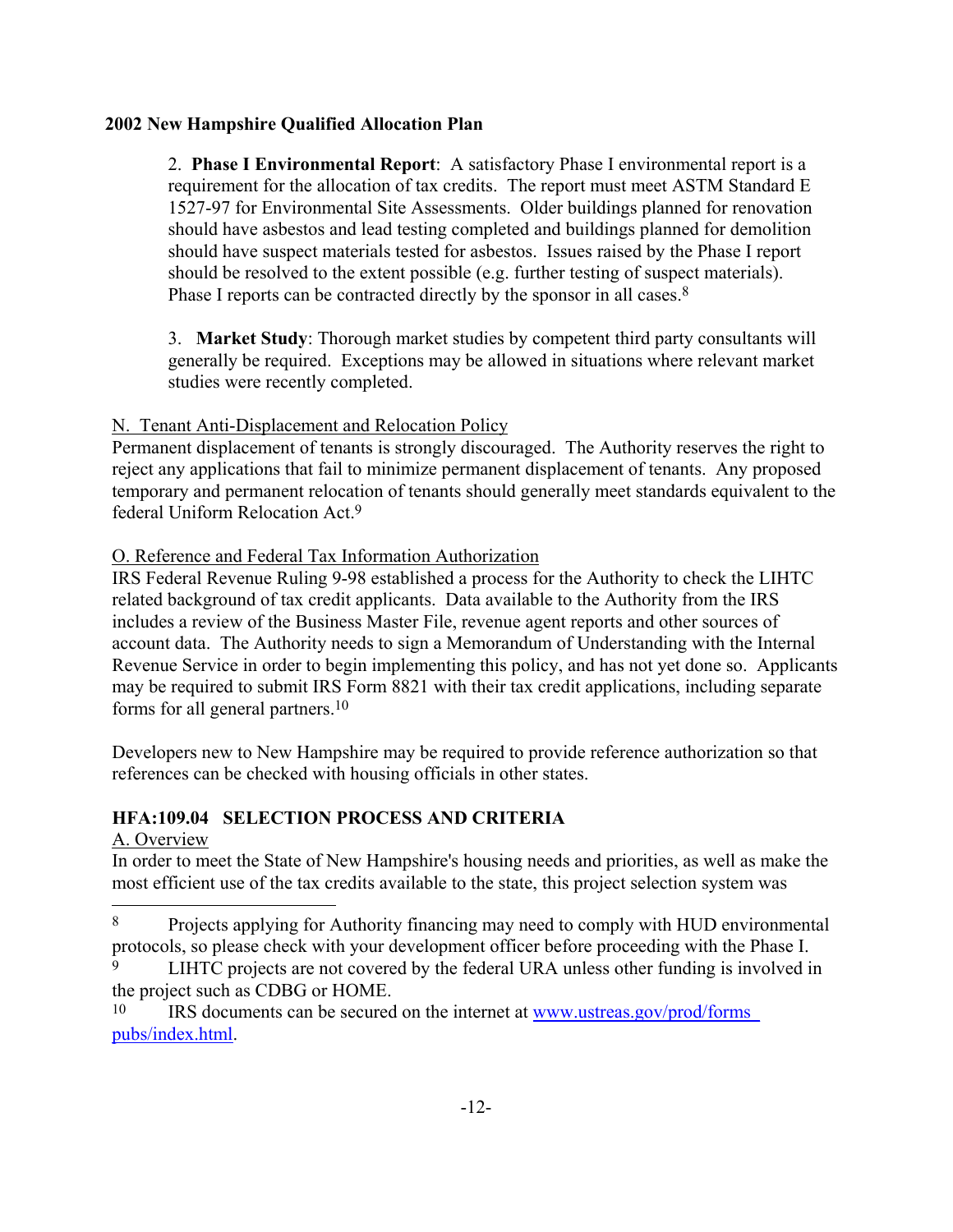2. **Phase I Environmental Report**: A satisfactory Phase I environmental report is a requirement for the allocation of tax credits. The report must meet ASTM Standard E 1527-97 for Environmental Site Assessments. Older buildings planned for renovation should have asbestos and lead testing completed and buildings planned for demolition should have suspect materials tested for asbestos. Issues raised by the Phase I report should be resolved to the extent possible (e.g. further testing of suspect materials). Phase I reports can be contracted directly by the sponsor in all cases.[8]

3. **Market Study**: Thorough market studies by competent third party consultants will generally be required. Exceptions may be allowed in situations where relevant market studies were recently completed.

N. Tenant Anti-Displacement and Relocation Policy

Permanent displacement of tenants is strongly discouraged. The Authority reserves the right to reject any applications that fail to minimize permanent displacement of tenants. Any proposed temporary and permanent relocation of tenants should generally meet standards equivalent to the federal Uniform Relocation Act.[9]

O. Reference and Federal Tax Information Authorization

IRS Federal Revenue Ruling 9-98 established a process for the Authority to check the LIHTC related background of tax credit applicants. Data available to the Authority from the IRS includes a review of the Business Master File, revenue agent reports and other sources of account data. The Authority needs to sign a Memorandum of Understanding with the Internal Revenue Service in order to begin implementing this policy, and has not yet done so. Applicants may be required to submit IRS Form 8821 with their tax credit applications, including separate forms for all general partners.[10]

Developers new to New Hampshire may be required to provide reference authorization so that references can be checked with housing officials in other states.

## HFA:109.04 SELECTION PROCESS AND CRITERIA

A. Overview

In order to meet the State of New Hampshire's housing needs and priorities, as well as make the most efficient use of the tax credits available to the state, this project selection system was

---

[8] Projects applying for Authority financing may need to comply with HUD environmental protocols, so please check with your development officer before proceeding with the Phase I.

[9] LIHTC projects are not covered by the federal URA unless other funding is involved in the project such as CDBG or HOME.

[10] IRS documents can be secured on the internet at www.ustreas.gov/prod/forms_pubs/index.html.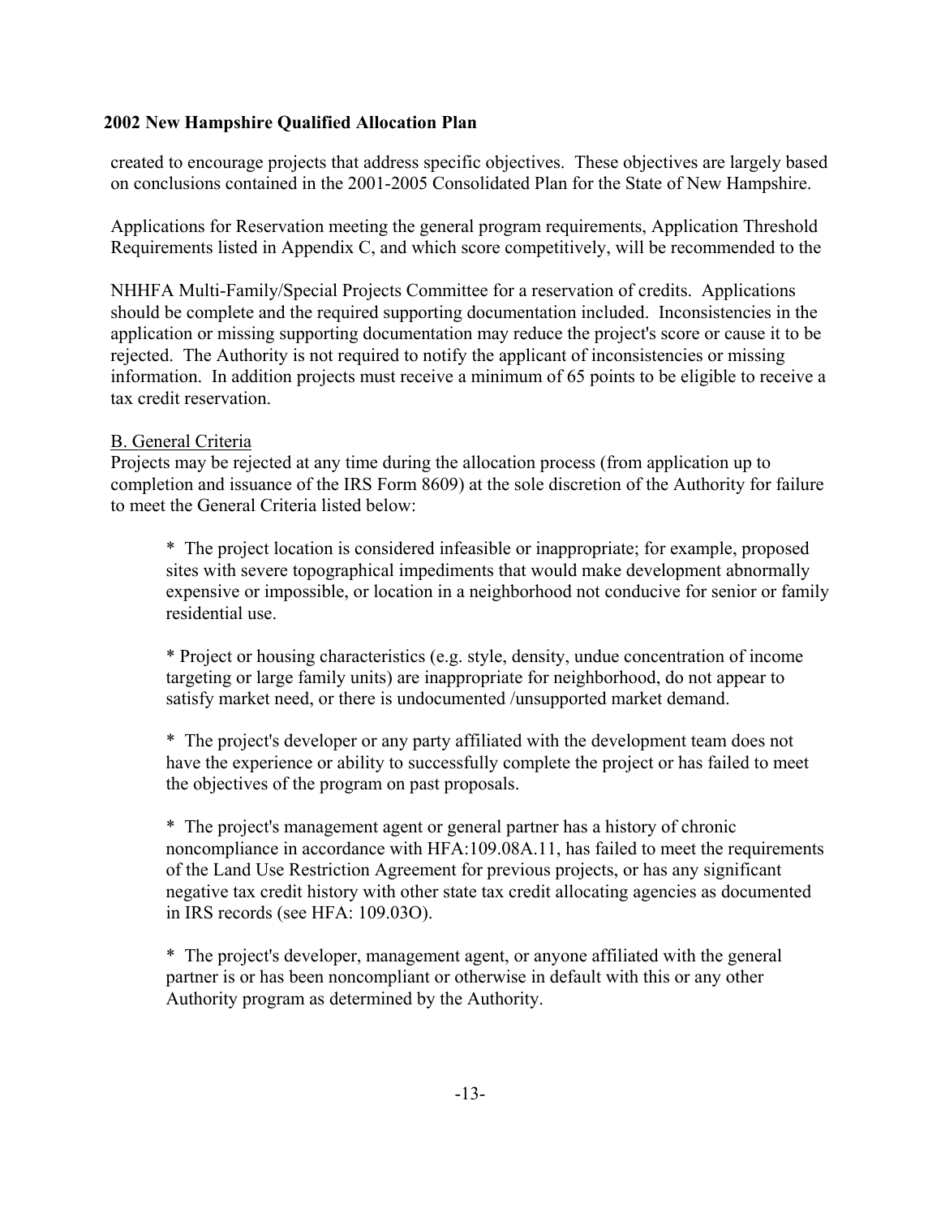created to encourage projects that address specific objectives. These objectives are largely based on conclusions contained in the 2001-2005 Consolidated Plan for the State of New Hampshire.

Applications for Reservation meeting the general program requirements, Application Threshold Requirements listed in Appendix C, and which score competitively, will be recommended to the

NHHFA Multi-Family/Special Projects Committee for a reservation of credits. Applications should be complete and the required supporting documentation included. Inconsistencies in the application or missing supporting documentation may reduce the project's score or cause it to be rejected. The Authority is not required to notify the applicant of inconsistencies or missing information. In addition projects must receive a minimum of 65 points to be eligible to receive a tax credit reservation.

B. General Criteria

Projects may be rejected at any time during the allocation process (from application up to completion and issuance of the IRS Form 8609) at the sole discretion of the Authority for failure to meet the General Criteria listed below:

* The project location is considered infeasible or inappropriate; for example, proposed sites with severe topographical impediments that would make development abnormally expensive or impossible, or location in a neighborhood not conducive for senior or family residential use.

* Project or housing characteristics (e.g. style, density, undue concentration of income targeting or large family units) are inappropriate for neighborhood, do not appear to satisfy market need, or there is undocumented /unsupported market demand.

* The project's developer or any party affiliated with the development team does not have the experience or ability to successfully complete the project or has failed to meet the objectives of the program on past proposals.

* The project's management agent or general partner has a history of chronic noncompliance in accordance with HFA:109.08A.11, has failed to meet the requirements of the Land Use Restriction Agreement for previous projects, or has any significant negative tax credit history with other state tax credit allocating agencies as documented in IRS records (see HFA: 109.03O).

* The project's developer, management agent, or anyone affiliated with the general partner is or has been noncompliant or otherwise in default with this or any other Authority program as determined by the Authority.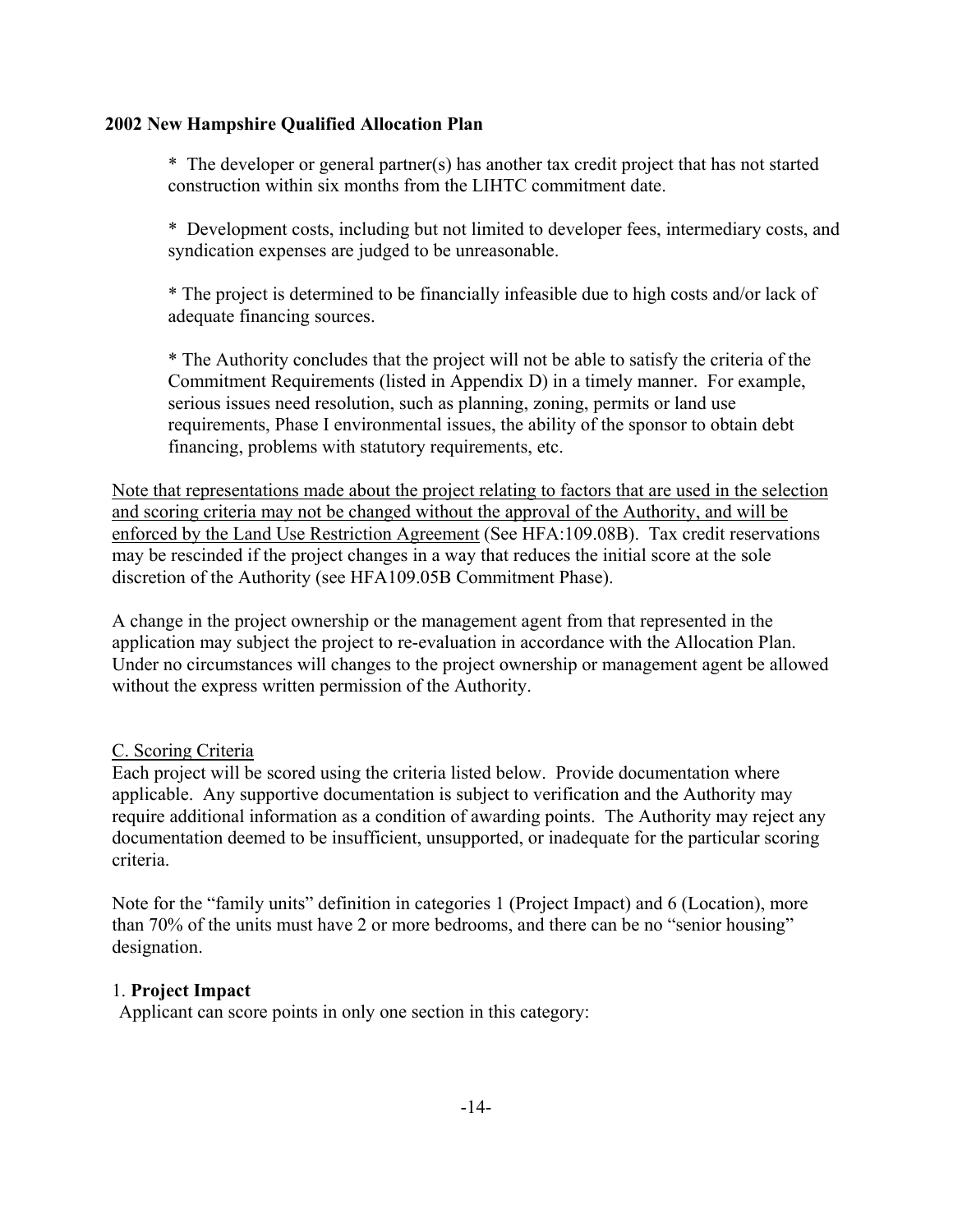* The developer or general partner(s) has another tax credit project that has not started construction within six months from the LIHTC commitment date.

* Development costs, including but not limited to developer fees, intermediary costs, and syndication expenses are judged to be unreasonable.

* The project is determined to be financially infeasible due to high costs and/or lack of adequate financing sources.

* The Authority concludes that the project will not be able to satisfy the criteria of the Commitment Requirements (listed in Appendix D) in a timely manner. For example, serious issues need resolution, such as planning, zoning, permits or land use requirements, Phase I environmental issues, the ability of the sponsor to obtain debt financing, problems with statutory requirements, etc.

<u>Note that representations made about the project relating to factors that are used in the selection and scoring criteria may not be changed without the approval of the Authority, and will be enforced by the Land Use Restriction Agreement</u> (See HFA:109.08B). Tax credit reservations may be rescinded if the project changes in a way that reduces the initial score at the sole discretion of the Authority (see HFA109.05B Commitment Phase).

A change in the project ownership or the management agent from that represented in the application may subject the project to re-evaluation in accordance with the Allocation Plan. Under no circumstances will changes to the project ownership or management agent be allowed without the express written permission of the Authority.

<u>C. Scoring Criteria</u>

Each project will be scored using the criteria listed below. Provide documentation where applicable. Any supportive documentation is subject to verification and the Authority may require additional information as a condition of awarding points. The Authority may reject any documentation deemed to be insufficient, unsupported, or inadequate for the particular scoring criteria.

Note for the "family units" definition in categories 1 (Project Impact) and 6 (Location), more than 70% of the units must have 2 or more bedrooms, and there can be no "senior housing" designation.

1. **Project Impact**

Applicant can score points in only one section in this category: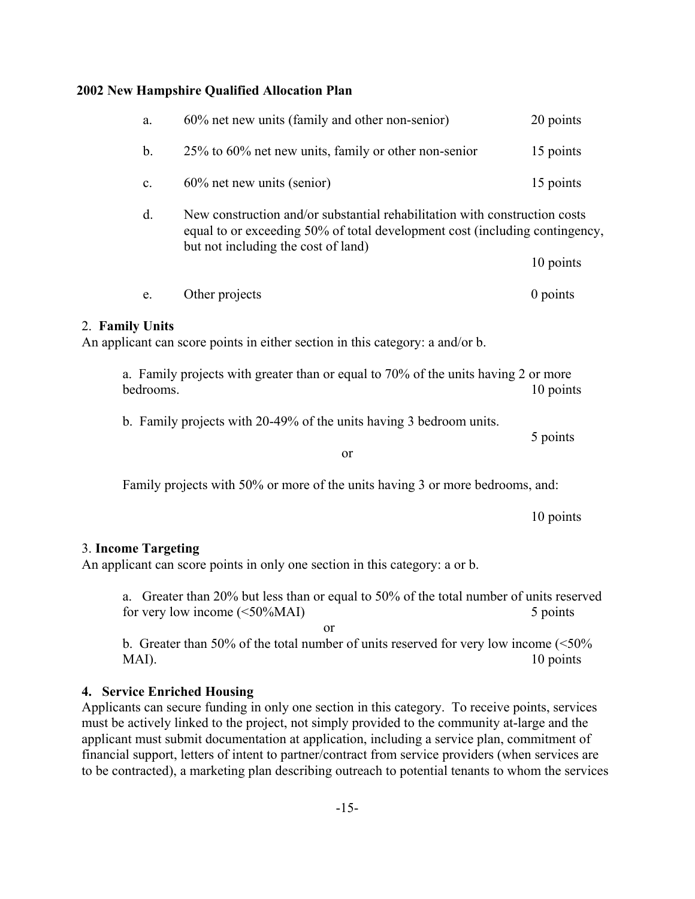a. 60% net new units (family and other non-senior) 20 points

b. 25% to 60% net new units, family or other non-senior 15 points

c. 60% net new units (senior) 15 points

d. New construction and/or substantial rehabilitation with construction costs equal to or exceeding 50% of total development cost (including contingency, but not including the cost of land) 10 points

e. Other projects 0 points

2. **Family Units**
An applicant can score points in either section in this category: a and/or b.

a. Family projects with greater than or equal to 70% of the units having 2 or more bedrooms. 10 points

b. Family projects with 20-49% of the units having 3 bedroom units. 5 points

or

Family projects with 50% or more of the units having 3 or more bedrooms, and: 10 points

3. **Income Targeting**
An applicant can score points in only one section in this category: a or b.

a. Greater than 20% but less than or equal to 50% of the total number of units reserved for very low income (<50%MAI) 5 points

or

b. Greater than 50% of the total number of units reserved for very low income (<50% MAI). 10 points

**4. Service Enriched Housing**
Applicants can secure funding in only one section in this category. To receive points, services must be actively linked to the project, not simply provided to the community at-large and the applicant must submit documentation at application, including a service plan, commitment of financial support, letters of intent to partner/contract from service providers (when services are to be contracted), a marketing plan describing outreach to potential tenants to whom the services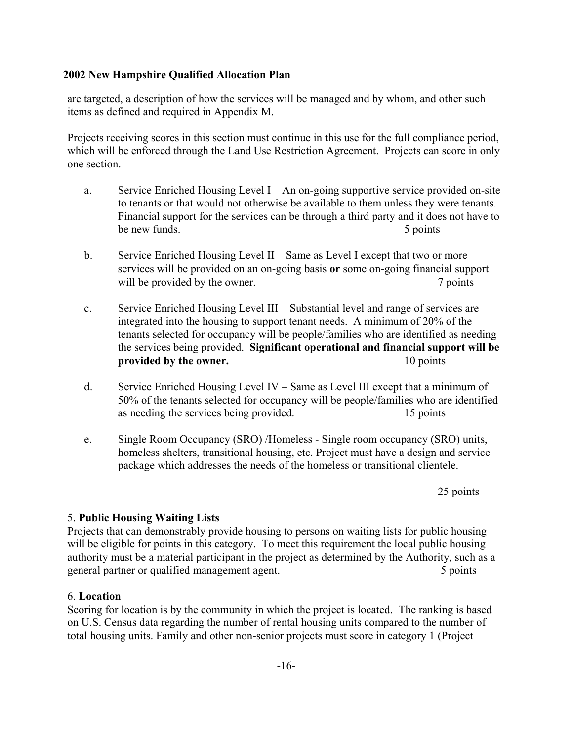are targeted, a description of how the services will be managed and by whom, and other such items as defined and required in Appendix M.

Projects receiving scores in this section must continue in this use for the full compliance period, which will be enforced through the Land Use Restriction Agreement. Projects can score in only one section.

a. Service Enriched Housing Level I – An on-going supportive service provided on-site to tenants or that would not otherwise be available to them unless they were tenants. Financial support for the services can be through a third party and it does not have to be new funds. 5 points

b. Service Enriched Housing Level II – Same as Level I except that two or more services will be provided on an on-going basis **or** some on-going financial support will be provided by the owner. 7 points

c. Service Enriched Housing Level III – Substantial level and range of services are integrated into the housing to support tenant needs. A minimum of 20% of the tenants selected for occupancy will be people/families who are identified as needing the services being provided. **Significant operational and financial support will be provided by the owner.** 10 points

d. Service Enriched Housing Level IV – Same as Level III except that a minimum of 50% of the tenants selected for occupancy will be people/families who are identified as needing the services being provided. 15 points

e. Single Room Occupancy (SRO) /Homeless - Single room occupancy (SRO) units, homeless shelters, transitional housing, etc. Project must have a design and service package which addresses the needs of the homeless or transitional clientele.

25 points

5. **Public Housing Waiting Lists**

Projects that can demonstrably provide housing to persons on waiting lists for public housing will be eligible for points in this category. To meet this requirement the local public housing authority must be a material participant in the project as determined by the Authority, such as a general partner or qualified management agent. 5 points

6. **Location**

Scoring for location is by the community in which the project is located. The ranking is based on U.S. Census data regarding the number of rental housing units compared to the number of total housing units. Family and other non-senior projects must score in category 1 (Project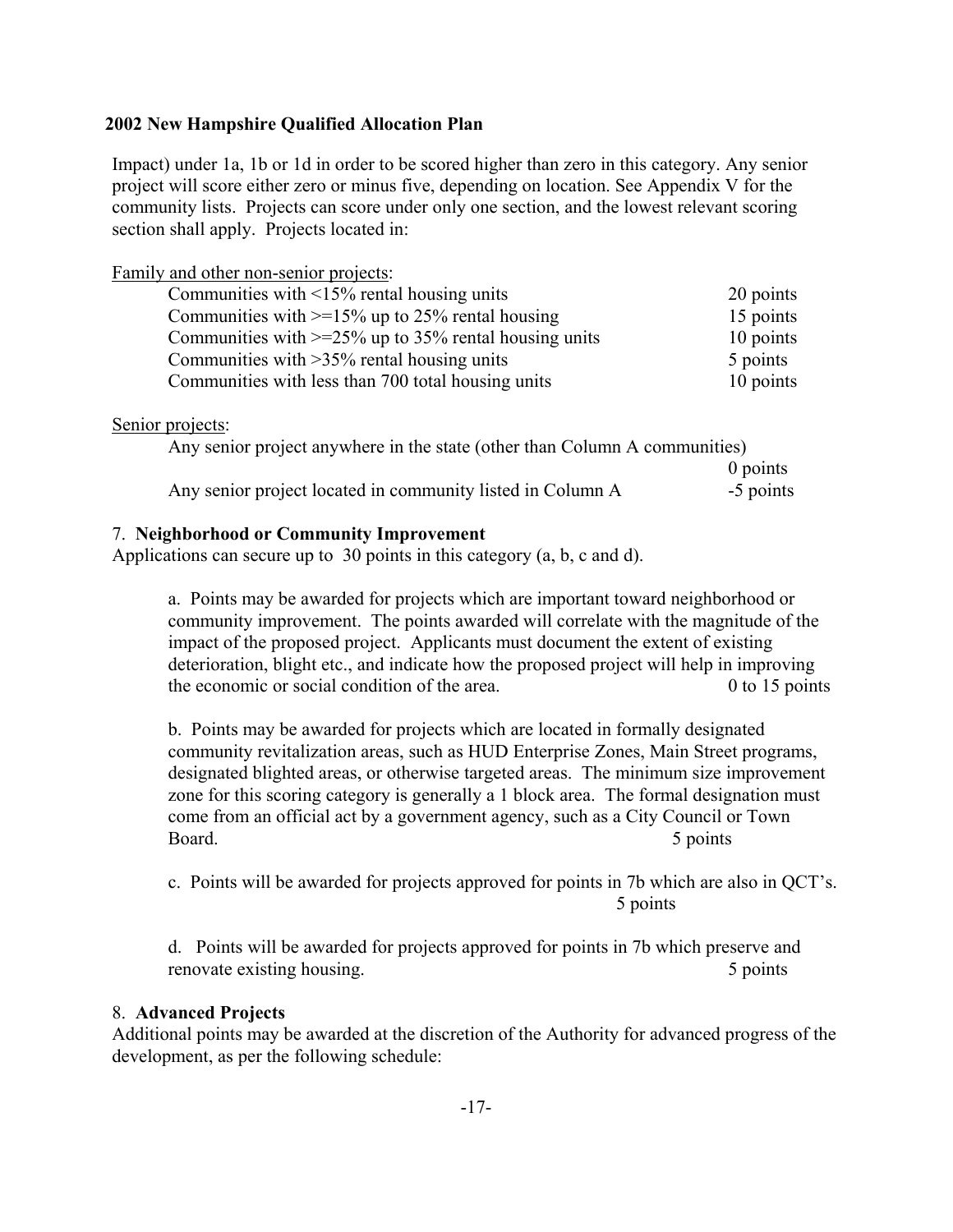Impact) under 1a, 1b or 1d in order to be scored higher than zero in this category. Any senior project will score either zero or minus five, depending on location. See Appendix V for the community lists. Projects can score under only one section, and the lowest relevant scoring section shall apply. Projects located in:

Family and other non-senior projects:

| | |
|---|---|
| Communities with <15% rental housing units | 20 points |
| Communities with >=15% up to 25% rental housing | 15 points |
| Communities with >=25% up to 35% rental housing units | 10 points |
| Communities with >35% rental housing units | 5 points |
| Communities with less than 700 total housing units | 10 points |

Senior projects:

| | |
|---|---|
| Any senior project anywhere in the state (other than Column A communities) | 0 points |
| Any senior project located in community listed in Column A | -5 points |

7. **Neighborhood or Community Improvement**

Applications can secure up to 30 points in this category (a, b, c and d).

a. Points may be awarded for projects which are important toward neighborhood or community improvement. The points awarded will correlate with the magnitude of the impact of the proposed project. Applicants must document the extent of existing deterioration, blight etc., and indicate how the proposed project will help in improving the economic or social condition of the area. 0 to 15 points

b. Points may be awarded for projects which are located in formally designated community revitalization areas, such as HUD Enterprise Zones, Main Street programs, designated blighted areas, or otherwise targeted areas. The minimum size improvement zone for this scoring category is generally a 1 block area. The formal designation must come from an official act by a government agency, such as a City Council or Town Board. 5 points

c. Points will be awarded for projects approved for points in 7b which are also in QCT's. 5 points

d. Points will be awarded for projects approved for points in 7b which preserve and renovate existing housing. 5 points

8. **Advanced Projects**

Additional points may be awarded at the discretion of the Authority for advanced progress of the development, as per the following schedule: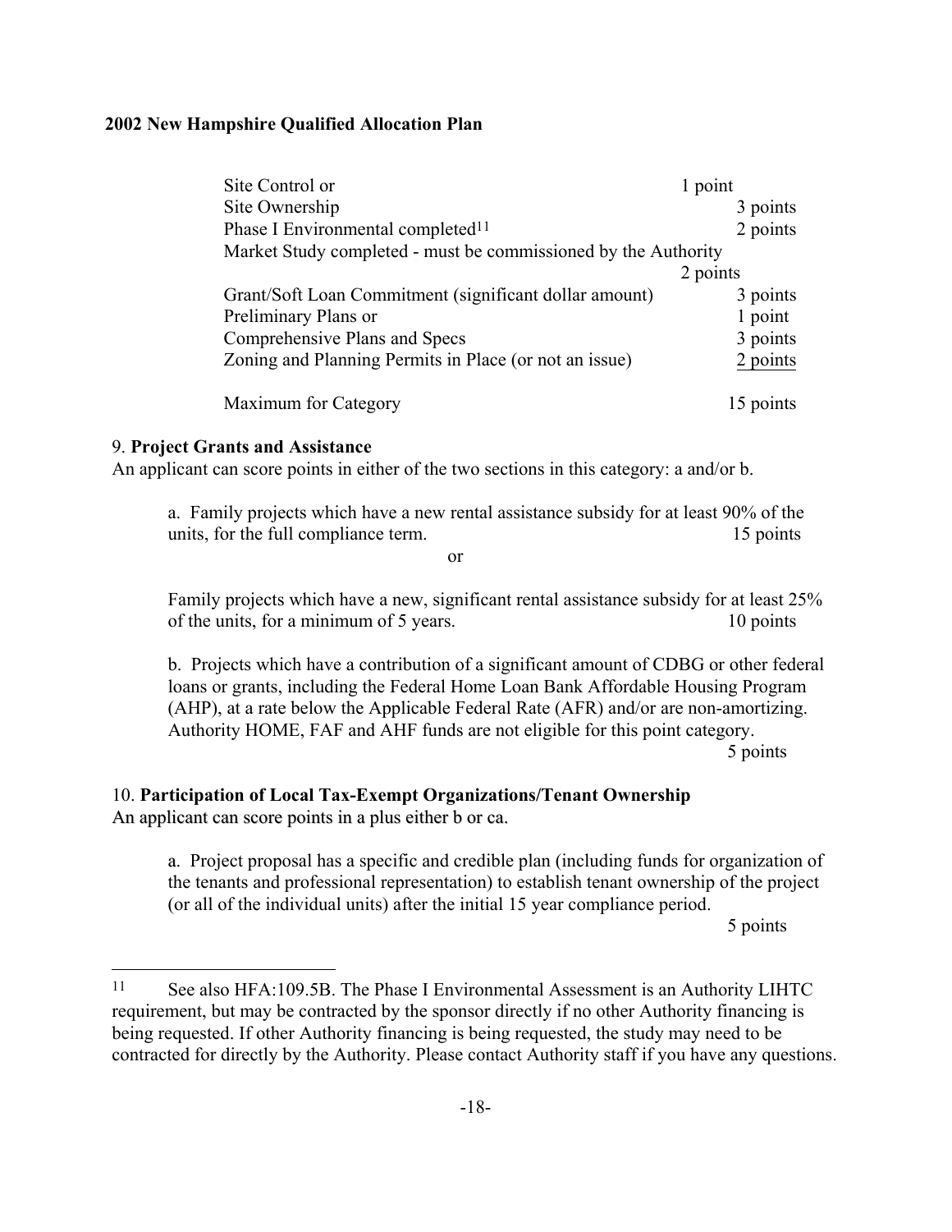**2002 New Hampshire Qualified Allocation Plan**

| | |
|---|---|
| Site Control or | 1 point |
| Site Ownership | 3 points |
| Phase I Environmental completed[11] | 2 points |
| Market Study completed - must be commissioned by the Authority | 2 points |
| Grant/Soft Loan Commitment (significant dollar amount) | 3 points |
| Preliminary Plans or | 1 point |
| Comprehensive Plans and Specs | 3 points |
| Zoning and Planning Permits in Place (or not an issue) | 2 points |
| Maximum for Category | 15 points |

9. **Project Grants and Assistance**

An applicant can score points in either of the two sections in this category: a and/or b.

a. Family projects which have a new rental assistance subsidy for at least 90% of the units, for the full compliance term. 15 points

or

Family projects which have a new, significant rental assistance subsidy for at least 25% of the units, for a minimum of 5 years. 10 points

b. Projects which have a contribution of a significant amount of CDBG or other federal loans or grants, including the Federal Home Loan Bank Affordable Housing Program (AHP), at a rate below the Applicable Federal Rate (AFR) and/or are non-amortizing. Authority HOME, FAF and AHF funds are not eligible for this point category. 5 points

10. **Participation of Local Tax-Exempt Organizations/Tenant Ownership**

An applicant can score points in a plus either b or ca.

a. Project proposal has a specific and credible plan (including funds for organization of the tenants and professional representation) to establish tenant ownership of the project (or all of the individual units) after the initial 15 year compliance period. 5 points

---

[11] See also HFA:109.5B. The Phase I Environmental Assessment is an Authority LIHTC requirement, but may be contracted by the sponsor directly if no other Authority financing is being requested. If other Authority financing is being requested, the study may need to be contracted for directly by the Authority. Please contact Authority staff if you have any questions.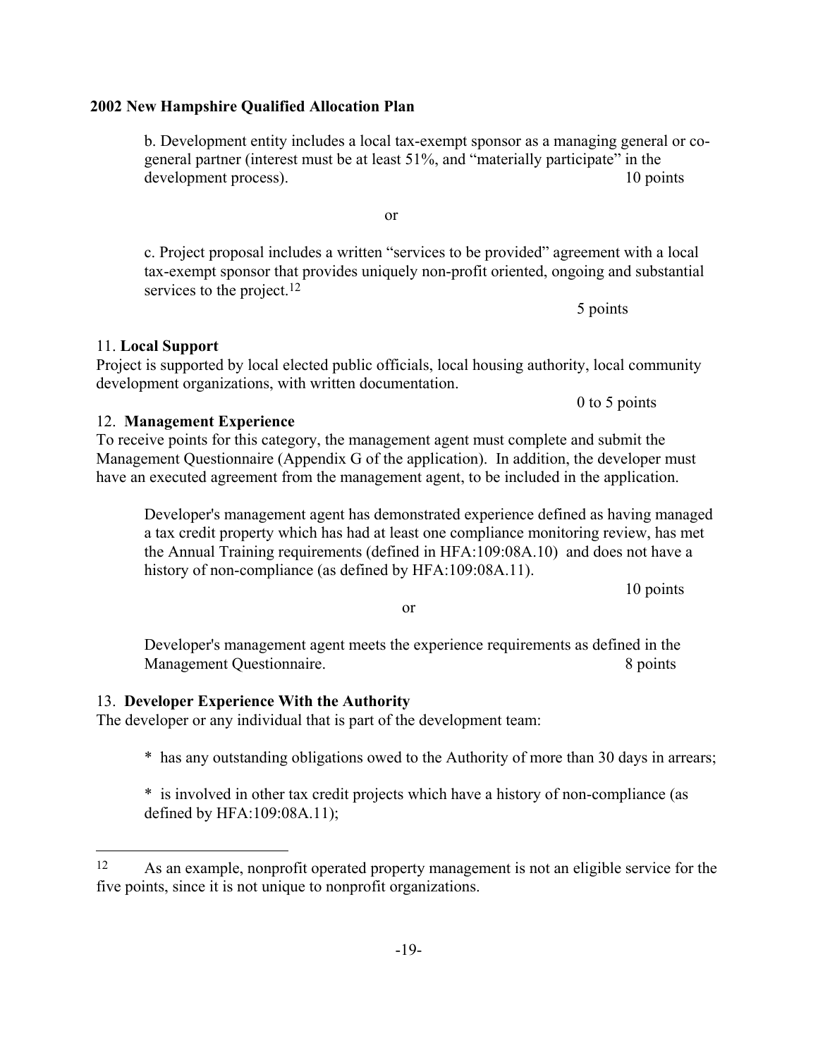b. Development entity includes a local tax-exempt sponsor as a managing general or co-general partner (interest must be at least 51%, and "materially participate" in the development process). 10 points

or

c. Project proposal includes a written "services to be provided" agreement with a local tax-exempt sponsor that provides uniquely non-profit oriented, ongoing and substantial services to the project.[12]

5 points

11. **Local Support**

Project is supported by local elected public officials, local housing authority, local community development organizations, with written documentation.

0 to 5 points

12. **Management Experience**

To receive points for this category, the management agent must complete and submit the Management Questionnaire (Appendix G of the application). In addition, the developer must have an executed agreement from the management agent, to be included in the application.

Developer's management agent has demonstrated experience defined as having managed a tax credit property which has had at least one compliance monitoring review, has met the Annual Training requirements (defined in HFA:109:08A.10) and does not have a history of non-compliance (as defined by HFA:109:08A.11).

10 points

or

Developer's management agent meets the experience requirements as defined in the Management Questionnaire. 8 points

13. **Developer Experience With the Authority**

The developer or any individual that is part of the development team:

* has any outstanding obligations owed to the Authority of more than 30 days in arrears;

* is involved in other tax credit projects which have a history of non-compliance (as defined by HFA:109:08A.11);

---

[12] As an example, nonprofit operated property management is not an eligible service for the five points, since it is not unique to nonprofit organizations.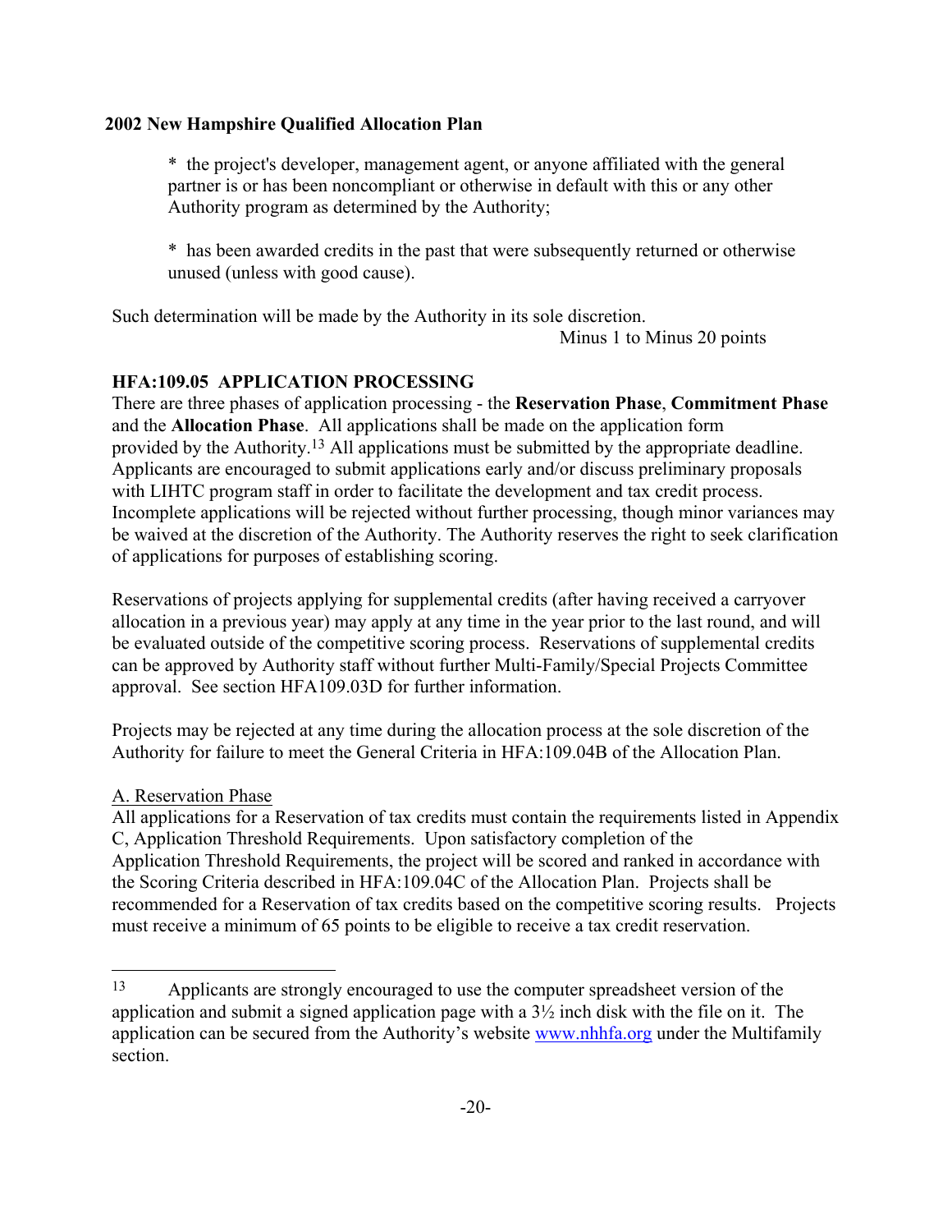* the project's developer, management agent, or anyone affiliated with the general partner is or has been noncompliant or otherwise in default with this or any other Authority program as determined by the Authority;

* has been awarded credits in the past that were subsequently returned or otherwise unused (unless with good cause).

Such determination will be made by the Authority in its sole discretion.

Minus 1 to Minus 20 points

### HFA:109.05 APPLICATION PROCESSING

There are three phases of application processing - the **Reservation Phase**, **Commitment Phase** and the **Allocation Phase**. All applications shall be made on the application form provided by the Authority.[13] All applications must be submitted by the appropriate deadline. Applicants are encouraged to submit applications early and/or discuss preliminary proposals with LIHTC program staff in order to facilitate the development and tax credit process. Incomplete applications will be rejected without further processing, though minor variances may be waived at the discretion of the Authority. The Authority reserves the right to seek clarification of applications for purposes of establishing scoring.

Reservations of projects applying for supplemental credits (after having received a carryover allocation in a previous year) may apply at any time in the year prior to the last round, and will be evaluated outside of the competitive scoring process. Reservations of supplemental credits can be approved by Authority staff without further Multi-Family/Special Projects Committee approval. See section HFA109.03D for further information.

Projects may be rejected at any time during the allocation process at the sole discretion of the Authority for failure to meet the General Criteria in HFA:109.04B of the Allocation Plan.

A. Reservation Phase

All applications for a Reservation of tax credits must contain the requirements listed in Appendix C, Application Threshold Requirements. Upon satisfactory completion of the Application Threshold Requirements, the project will be scored and ranked in accordance with the Scoring Criteria described in HFA:109.04C of the Allocation Plan. Projects shall be recommended for a Reservation of tax credits based on the competitive scoring results. Projects must receive a minimum of 65 points to be eligible to receive a tax credit reservation.

---

[13] Applicants are strongly encouraged to use the computer spreadsheet version of the application and submit a signed application page with a 3½ inch disk with the file on it. The application can be secured from the Authority's website www.nhhfa.org under the Multifamily section.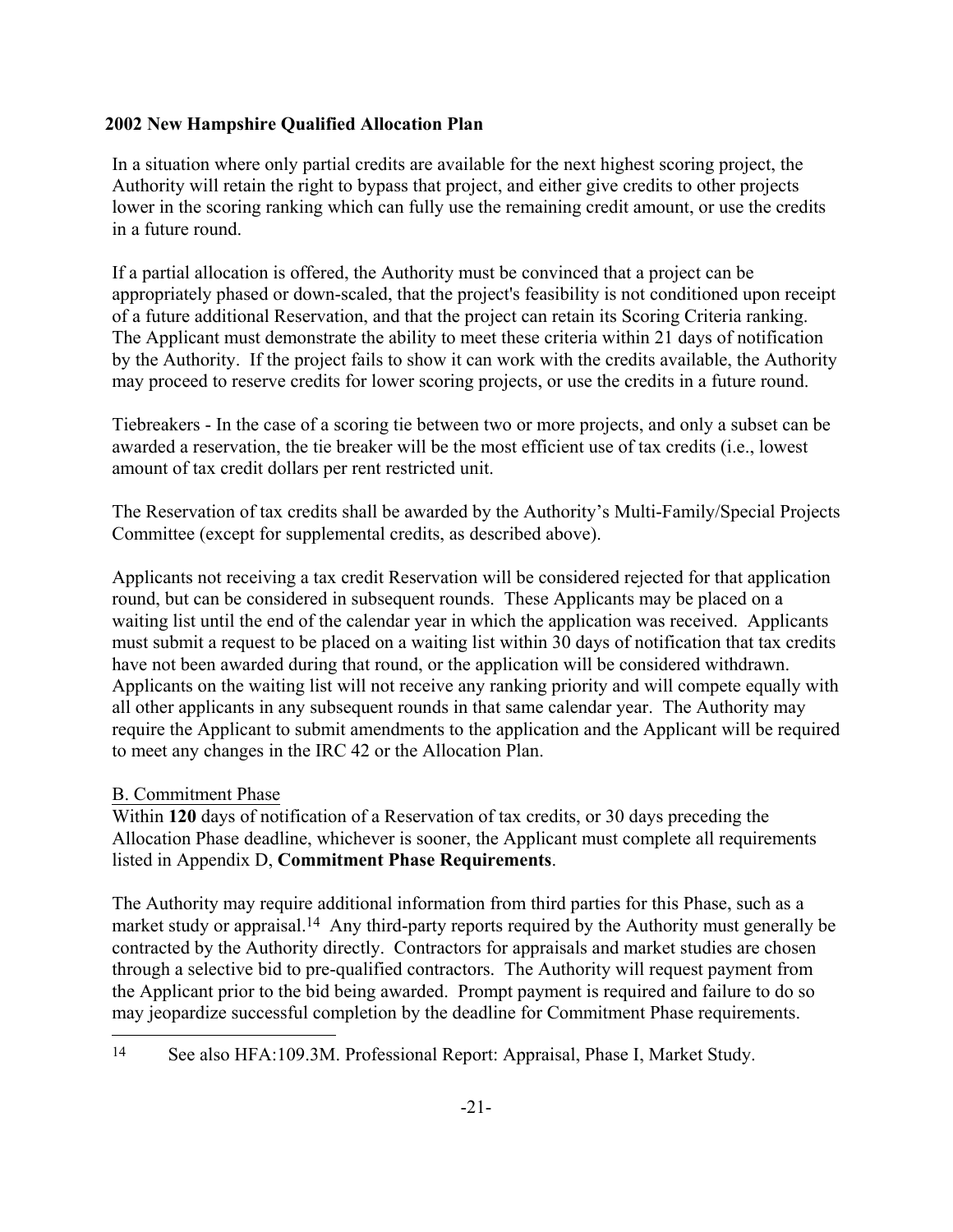In a situation where only partial credits are available for the next highest scoring project, the Authority will retain the right to bypass that project, and either give credits to other projects lower in the scoring ranking which can fully use the remaining credit amount, or use the credits in a future round.

If a partial allocation is offered, the Authority must be convinced that a project can be appropriately phased or down-scaled, that the project's feasibility is not conditioned upon receipt of a future additional Reservation, and that the project can retain its Scoring Criteria ranking. The Applicant must demonstrate the ability to meet these criteria within 21 days of notification by the Authority. If the project fails to show it can work with the credits available, the Authority may proceed to reserve credits for lower scoring projects, or use the credits in a future round.

Tiebreakers - In the case of a scoring tie between two or more projects, and only a subset can be awarded a reservation, the tie breaker will be the most efficient use of tax credits (i.e., lowest amount of tax credit dollars per rent restricted unit.

The Reservation of tax credits shall be awarded by the Authority's Multi-Family/Special Projects Committee (except for supplemental credits, as described above).

Applicants not receiving a tax credit Reservation will be considered rejected for that application round, but can be considered in subsequent rounds. These Applicants may be placed on a waiting list until the end of the calendar year in which the application was received. Applicants must submit a request to be placed on a waiting list within 30 days of notification that tax credits have not been awarded during that round, or the application will be considered withdrawn. Applicants on the waiting list will not receive any ranking priority and will compete equally with all other applicants in any subsequent rounds in that same calendar year. The Authority may require the Applicant to submit amendments to the application and the Applicant will be required to meet any changes in the IRC 42 or the Allocation Plan.

B. Commitment Phase

Within **120** days of notification of a Reservation of tax credits, or 30 days preceding the Allocation Phase deadline, whichever is sooner, the Applicant must complete all requirements listed in Appendix D, **Commitment Phase Requirements**.

The Authority may require additional information from third parties for this Phase, such as a market study or appraisal.[14] Any third-party reports required by the Authority must generally be contracted by the Authority directly. Contractors for appraisals and market studies are chosen through a selective bid to pre-qualified contractors. The Authority will request payment from the Applicant prior to the bid being awarded. Prompt payment is required and failure to do so may jeopardize successful completion by the deadline for Commitment Phase requirements.

---

[14] See also HFA:109.3M. Professional Report: Appraisal, Phase I, Market Study.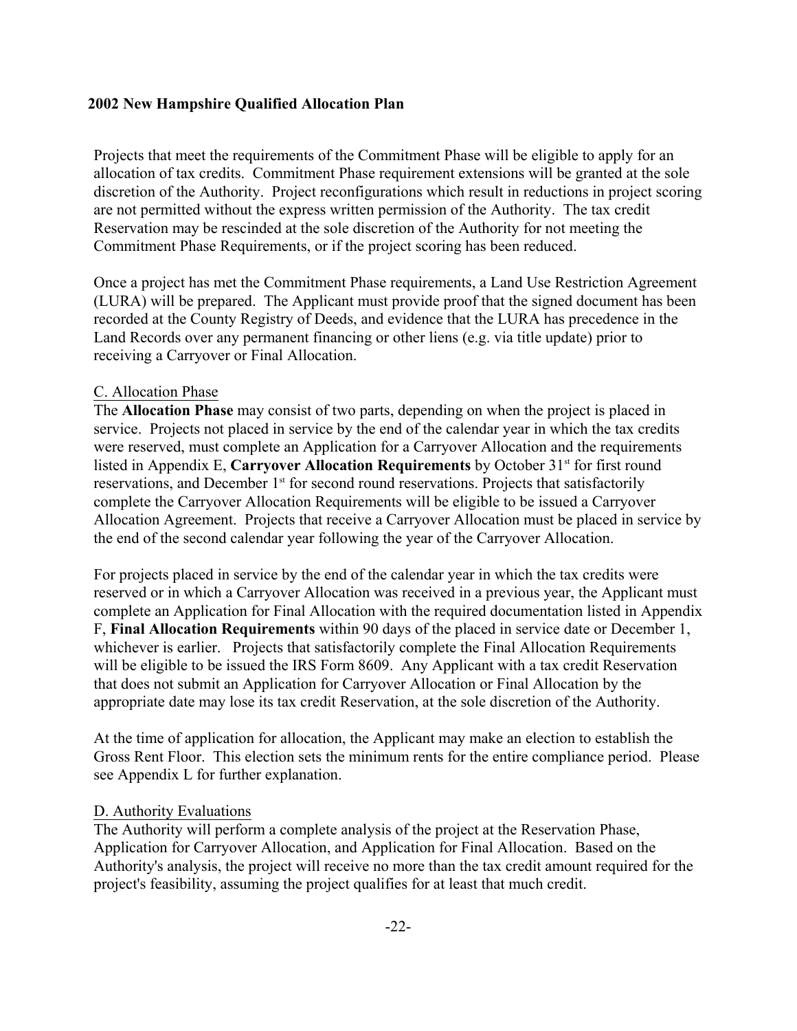Projects that meet the requirements of the Commitment Phase will be eligible to apply for an allocation of tax credits. Commitment Phase requirement extensions will be granted at the sole discretion of the Authority. Project reconfigurations which result in reductions in project scoring are not permitted without the express written permission of the Authority. The tax credit Reservation may be rescinded at the sole discretion of the Authority for not meeting the Commitment Phase Requirements, or if the project scoring has been reduced.

Once a project has met the Commitment Phase requirements, a Land Use Restriction Agreement (LURA) will be prepared. The Applicant must provide proof that the signed document has been recorded at the County Registry of Deeds, and evidence that the LURA has precedence in the Land Records over any permanent financing or other liens (e.g. via title update) prior to receiving a Carryover or Final Allocation.

C. Allocation Phase

The **Allocation Phase** may consist of two parts, depending on when the project is placed in service. Projects not placed in service by the end of the calendar year in which the tax credits were reserved, must complete an Application for a Carryover Allocation and the requirements listed in Appendix E, **Carryover Allocation Requirements** by October 31st for first round reservations, and December 1st for second round reservations. Projects that satisfactorily complete the Carryover Allocation Requirements will be eligible to be issued a Carryover Allocation Agreement. Projects that receive a Carryover Allocation must be placed in service by the end of the second calendar year following the year of the Carryover Allocation.

For projects placed in service by the end of the calendar year in which the tax credits were reserved or in which a Carryover Allocation was received in a previous year, the Applicant must complete an Application for Final Allocation with the required documentation listed in Appendix F, **Final Allocation Requirements** within 90 days of the placed in service date or December 1, whichever is earlier. Projects that satisfactorily complete the Final Allocation Requirements will be eligible to be issued the IRS Form 8609. Any Applicant with a tax credit Reservation that does not submit an Application for Carryover Allocation or Final Allocation by the appropriate date may lose its tax credit Reservation, at the sole discretion of the Authority.

At the time of application for allocation, the Applicant may make an election to establish the Gross Rent Floor. This election sets the minimum rents for the entire compliance period. Please see Appendix L for further explanation.

D. Authority Evaluations

The Authority will perform a complete analysis of the project at the Reservation Phase, Application for Carryover Allocation, and Application for Final Allocation. Based on the Authority's analysis, the project will receive no more than the tax credit amount required for the project's feasibility, assuming the project qualifies for at least that much credit.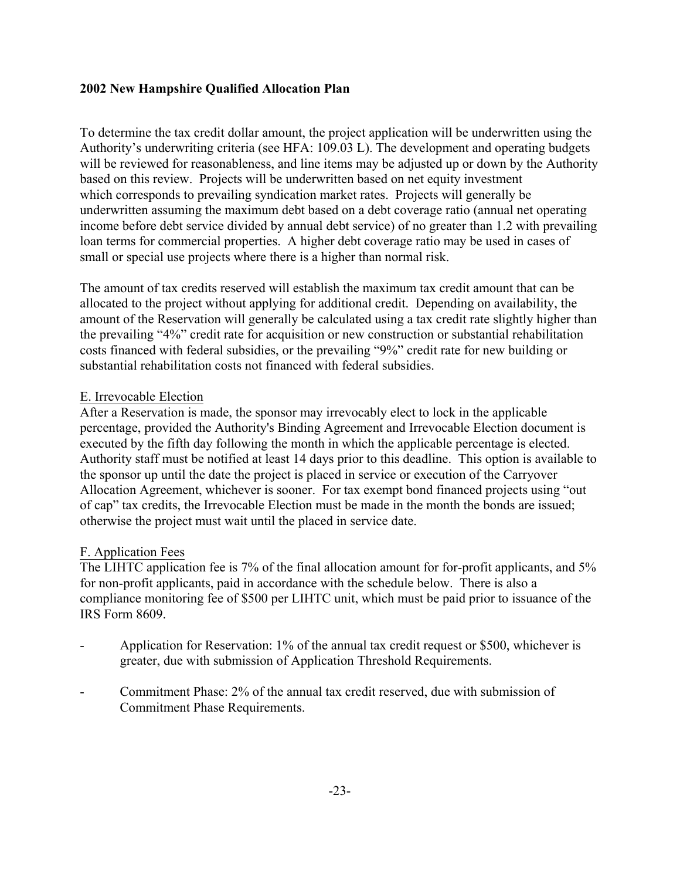**2002 New Hampshire Qualified Allocation Plan**

To determine the tax credit dollar amount, the project application will be underwritten using the Authority's underwriting criteria (see HFA: 109.03 L). The development and operating budgets will be reviewed for reasonableness, and line items may be adjusted up or down by the Authority based on this review. Projects will be underwritten based on net equity investment which corresponds to prevailing syndication market rates. Projects will generally be underwritten assuming the maximum debt based on a debt coverage ratio (annual net operating income before debt service divided by annual debt service) of no greater than 1.2 with prevailing loan terms for commercial properties. A higher debt coverage ratio may be used in cases of small or special use projects where there is a higher than normal risk.

The amount of tax credits reserved will establish the maximum tax credit amount that can be allocated to the project without applying for additional credit. Depending on availability, the amount of the Reservation will generally be calculated using a tax credit rate slightly higher than the prevailing "4%" credit rate for acquisition or new construction or substantial rehabilitation costs financed with federal subsidies, or the prevailing "9%" credit rate for new building or substantial rehabilitation costs not financed with federal subsidies.

E. Irrevocable Election

After a Reservation is made, the sponsor may irrevocably elect to lock in the applicable percentage, provided the Authority's Binding Agreement and Irrevocable Election document is executed by the fifth day following the month in which the applicable percentage is elected. Authority staff must be notified at least 14 days prior to this deadline. This option is available to the sponsor up until the date the project is placed in service or execution of the Carryover Allocation Agreement, whichever is sooner. For tax exempt bond financed projects using "out of cap" tax credits, the Irrevocable Election must be made in the month the bonds are issued; otherwise the project must wait until the placed in service date.

F. Application Fees

The LIHTC application fee is 7% of the final allocation amount for for-profit applicants, and 5% for non-profit applicants, paid in accordance with the schedule below. There is also a compliance monitoring fee of $500 per LIHTC unit, which must be paid prior to issuance of the IRS Form 8609.

- Application for Reservation: 1% of the annual tax credit request or $500, whichever is greater, due with submission of Application Threshold Requirements.
- Commitment Phase: 2% of the annual tax credit reserved, due with submission of Commitment Phase Requirements.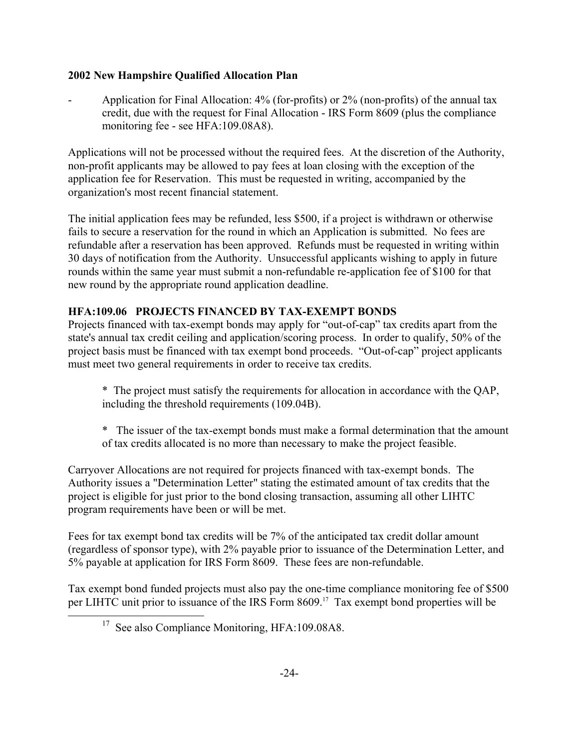- Application for Final Allocation: 4% (for-profits) or 2% (non-profits) of the annual tax credit, due with the request for Final Allocation - IRS Form 8609 (plus the compliance monitoring fee - see HFA:109.08A8).

Applications will not be processed without the required fees. At the discretion of the Authority, non-profit applicants may be allowed to pay fees at loan closing with the exception of the application fee for Reservation. This must be requested in writing, accompanied by the organization's most recent financial statement.

The initial application fees may be refunded, less $500, if a project is withdrawn or otherwise fails to secure a reservation for the round in which an Application is submitted. No fees are refundable after a reservation has been approved. Refunds must be requested in writing within 30 days of notification from the Authority. Unsuccessful applicants wishing to apply in future rounds within the same year must submit a non-refundable re-application fee of $100 for that new round by the appropriate round application deadline.

### HFA:109.06 PROJECTS FINANCED BY TAX-EXEMPT BONDS

Projects financed with tax-exempt bonds may apply for "out-of-cap" tax credits apart from the state's annual tax credit ceiling and application/scoring process. In order to qualify, 50% of the project basis must be financed with tax exempt bond proceeds. "Out-of-cap" project applicants must meet two general requirements in order to receive tax credits.

\* The project must satisfy the requirements for allocation in accordance with the QAP, including the threshold requirements (109.04B).

\* The issuer of the tax-exempt bonds must make a formal determination that the amount of tax credits allocated is no more than necessary to make the project feasible.

Carryover Allocations are not required for projects financed with tax-exempt bonds. The Authority issues a "Determination Letter" stating the estimated amount of tax credits that the project is eligible for just prior to the bond closing transaction, assuming all other LIHTC program requirements have been or will be met.

Fees for tax exempt bond tax credits will be 7% of the anticipated tax credit dollar amount (regardless of sponsor type), with 2% payable prior to issuance of the Determination Letter, and 5% payable at application for IRS Form 8609. These fees are non-refundable.

Tax exempt bond funded projects must also pay the one-time compliance monitoring fee of $500 per LIHTC unit prior to issuance of the IRS Form 8609.[17] Tax exempt bond properties will be

[17] See also Compliance Monitoring, HFA:109.08A8.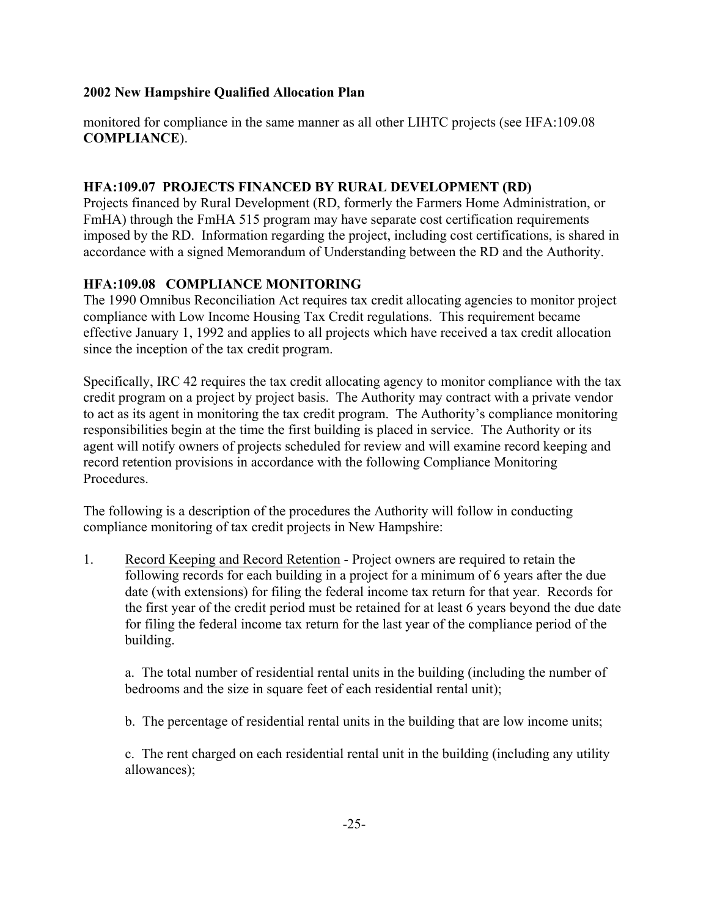monitored for compliance in the same manner as all other LIHTC projects (see HFA:109.08 **COMPLIANCE**).

### HFA:109.07 PROJECTS FINANCED BY RURAL DEVELOPMENT (RD)

Projects financed by Rural Development (RD, formerly the Farmers Home Administration, or FmHA) through the FmHA 515 program may have separate cost certification requirements imposed by the RD. Information regarding the project, including cost certifications, is shared in accordance with a signed Memorandum of Understanding between the RD and the Authority.

### HFA:109.08 COMPLIANCE MONITORING

The 1990 Omnibus Reconciliation Act requires tax credit allocating agencies to monitor project compliance with Low Income Housing Tax Credit regulations. This requirement became effective January 1, 1992 and applies to all projects which have received a tax credit allocation since the inception of the tax credit program.

Specifically, IRC 42 requires the tax credit allocating agency to monitor compliance with the tax credit program on a project by project basis. The Authority may contract with a private vendor to act as its agent in monitoring the tax credit program. The Authority's compliance monitoring responsibilities begin at the time the first building is placed in service. The Authority or its agent will notify owners of projects scheduled for review and will examine record keeping and record retention provisions in accordance with the following Compliance Monitoring Procedures.

The following is a description of the procedures the Authority will follow in conducting compliance monitoring of tax credit projects in New Hampshire:

1. Record Keeping and Record Retention - Project owners are required to retain the following records for each building in a project for a minimum of 6 years after the due date (with extensions) for filing the federal income tax return for that year. Records for the first year of the credit period must be retained for at least 6 years beyond the due date for filing the federal income tax return for the last year of the compliance period of the building.

   a. The total number of residential rental units in the building (including the number of bedrooms and the size in square feet of each residential rental unit);

   b. The percentage of residential rental units in the building that are low income units;

   c. The rent charged on each residential rental unit in the building (including any utility allowances);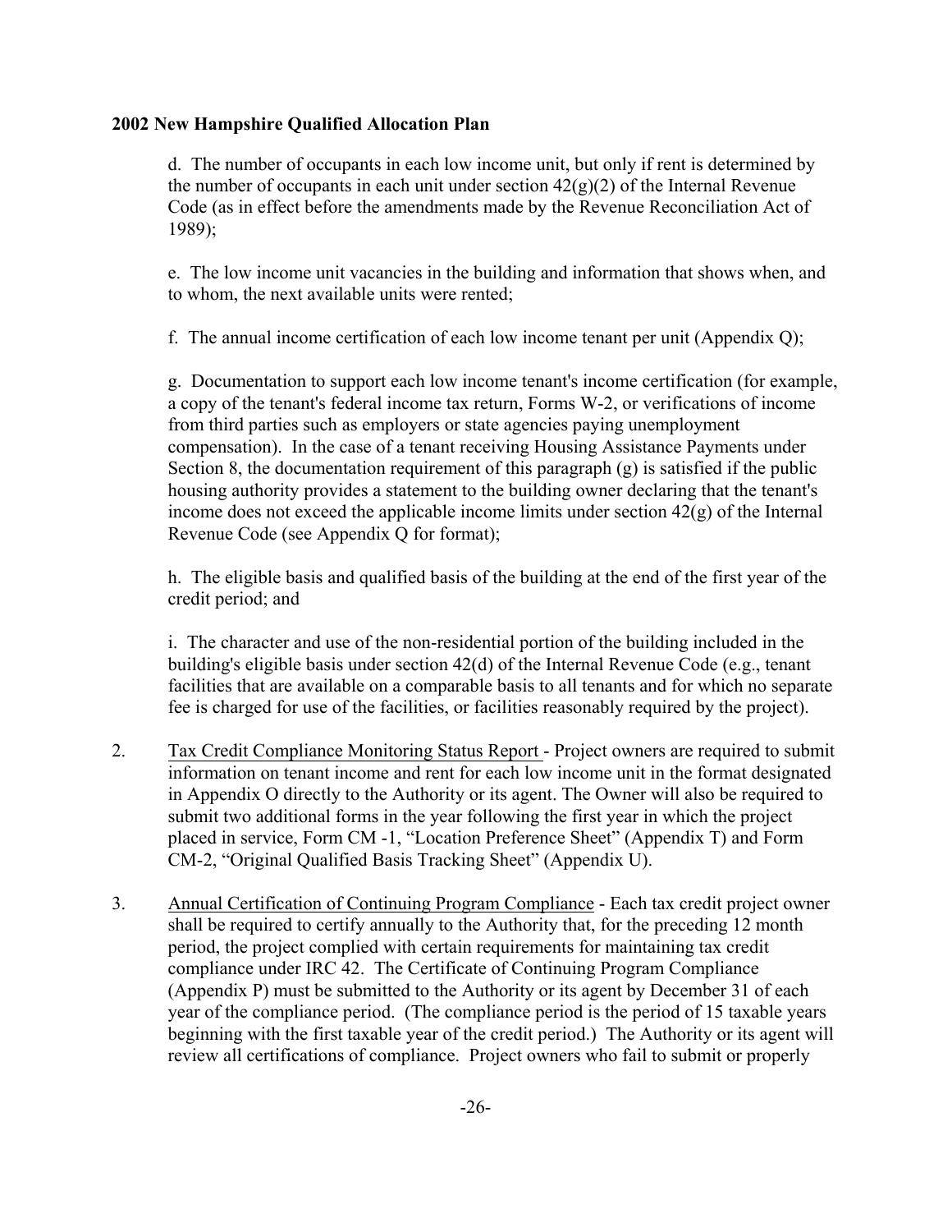d. The number of occupants in each low income unit, but only if rent is determined by the number of occupants in each unit under section 42(g)(2) of the Internal Revenue Code (as in effect before the amendments made by the Revenue Reconciliation Act of 1989);

e. The low income unit vacancies in the building and information that shows when, and to whom, the next available units were rented;

f. The annual income certification of each low income tenant per unit (Appendix Q);

g. Documentation to support each low income tenant's income certification (for example, a copy of the tenant's federal income tax return, Forms W-2, or verifications of income from third parties such as employers or state agencies paying unemployment compensation). In the case of a tenant receiving Housing Assistance Payments under Section 8, the documentation requirement of this paragraph (g) is satisfied if the public housing authority provides a statement to the building owner declaring that the tenant's income does not exceed the applicable income limits under section 42(g) of the Internal Revenue Code (see Appendix Q for format);

h. The eligible basis and qualified basis of the building at the end of the first year of the credit period; and

i. The character and use of the non-residential portion of the building included in the building's eligible basis under section 42(d) of the Internal Revenue Code (e.g., tenant facilities that are available on a comparable basis to all tenants and for which no separate fee is charged for use of the facilities, or facilities reasonably required by the project).

2. Tax Credit Compliance Monitoring Status Report - Project owners are required to submit information on tenant income and rent for each low income unit in the format designated in Appendix O directly to the Authority or its agent. The Owner will also be required to submit two additional forms in the year following the first year in which the project placed in service, Form CM -1, "Location Preference Sheet" (Appendix T) and Form CM-2, "Original Qualified Basis Tracking Sheet" (Appendix U).

3. Annual Certification of Continuing Program Compliance - Each tax credit project owner shall be required to certify annually to the Authority that, for the preceding 12 month period, the project complied with certain requirements for maintaining tax credit compliance under IRC 42. The Certificate of Continuing Program Compliance (Appendix P) must be submitted to the Authority or its agent by December 31 of each year of the compliance period. (The compliance period is the period of 15 taxable years beginning with the first taxable year of the credit period.) The Authority or its agent will review all certifications of compliance. Project owners who fail to submit or properly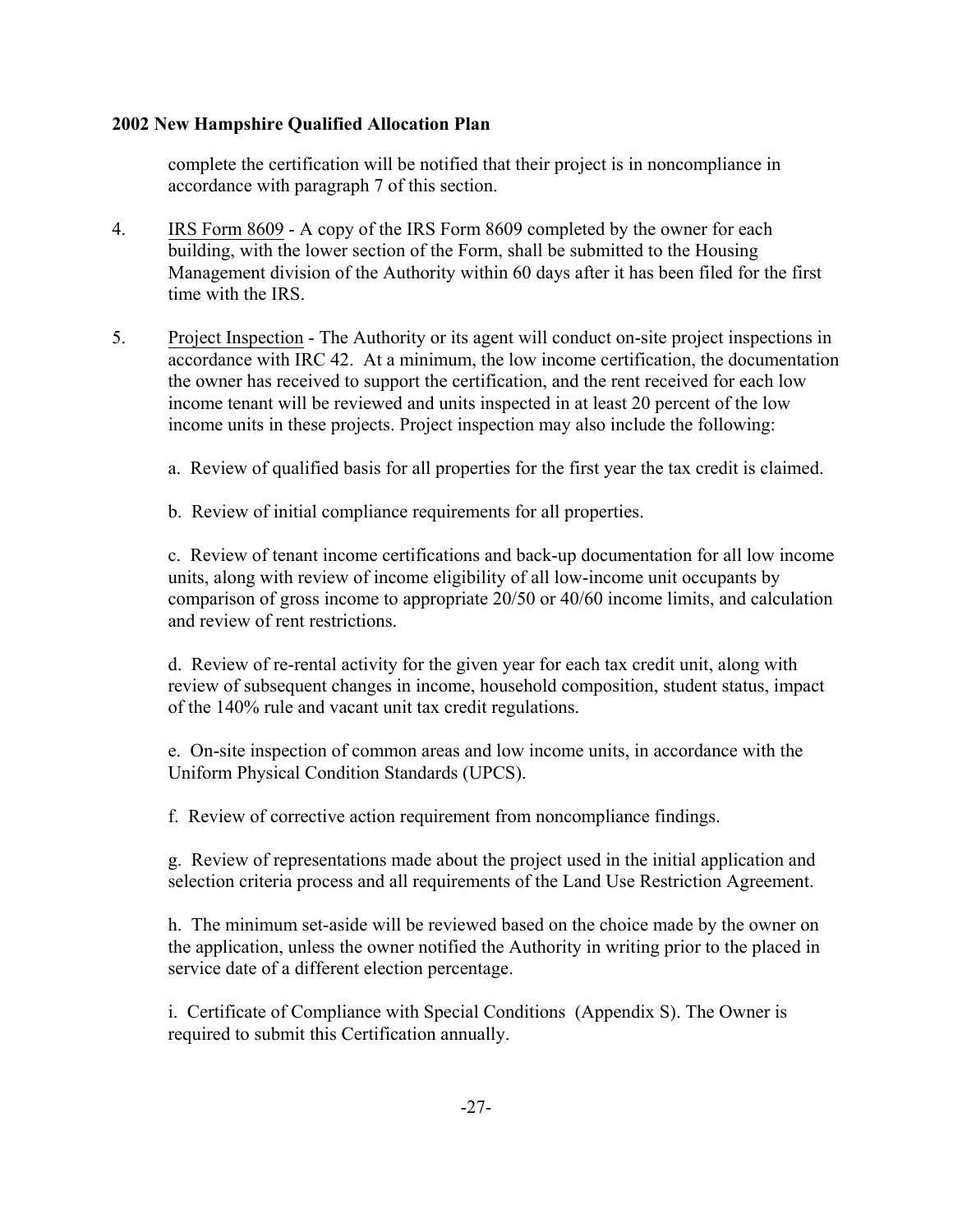complete the certification will be notified that their project is in noncompliance in accordance with paragraph 7 of this section.

4. IRS Form 8609 - A copy of the IRS Form 8609 completed by the owner for each building, with the lower section of the Form, shall be submitted to the Housing Management division of the Authority within 60 days after it has been filed for the first time with the IRS.

5. Project Inspection - The Authority or its agent will conduct on-site project inspections in accordance with IRC 42. At a minimum, the low income certification, the documentation the owner has received to support the certification, and the rent received for each low income tenant will be reviewed and units inspected in at least 20 percent of the low income units in these projects. Project inspection may also include the following:

   a. Review of qualified basis for all properties for the first year the tax credit is claimed.

   b. Review of initial compliance requirements for all properties.

   c. Review of tenant income certifications and back-up documentation for all low income units, along with review of income eligibility of all low-income unit occupants by comparison of gross income to appropriate 20/50 or 40/60 income limits, and calculation and review of rent restrictions.

   d. Review of re-rental activity for the given year for each tax credit unit, along with review of subsequent changes in income, household composition, student status, impact of the 140% rule and vacant unit tax credit regulations.

   e. On-site inspection of common areas and low income units, in accordance with the Uniform Physical Condition Standards (UPCS).

   f. Review of corrective action requirement from noncompliance findings.

   g. Review of representations made about the project used in the initial application and selection criteria process and all requirements of the Land Use Restriction Agreement.

   h. The minimum set-aside will be reviewed based on the choice made by the owner on the application, unless the owner notified the Authority in writing prior to the placed in service date of a different election percentage.

   i. Certificate of Compliance with Special Conditions (Appendix S). The Owner is required to submit this Certification annually.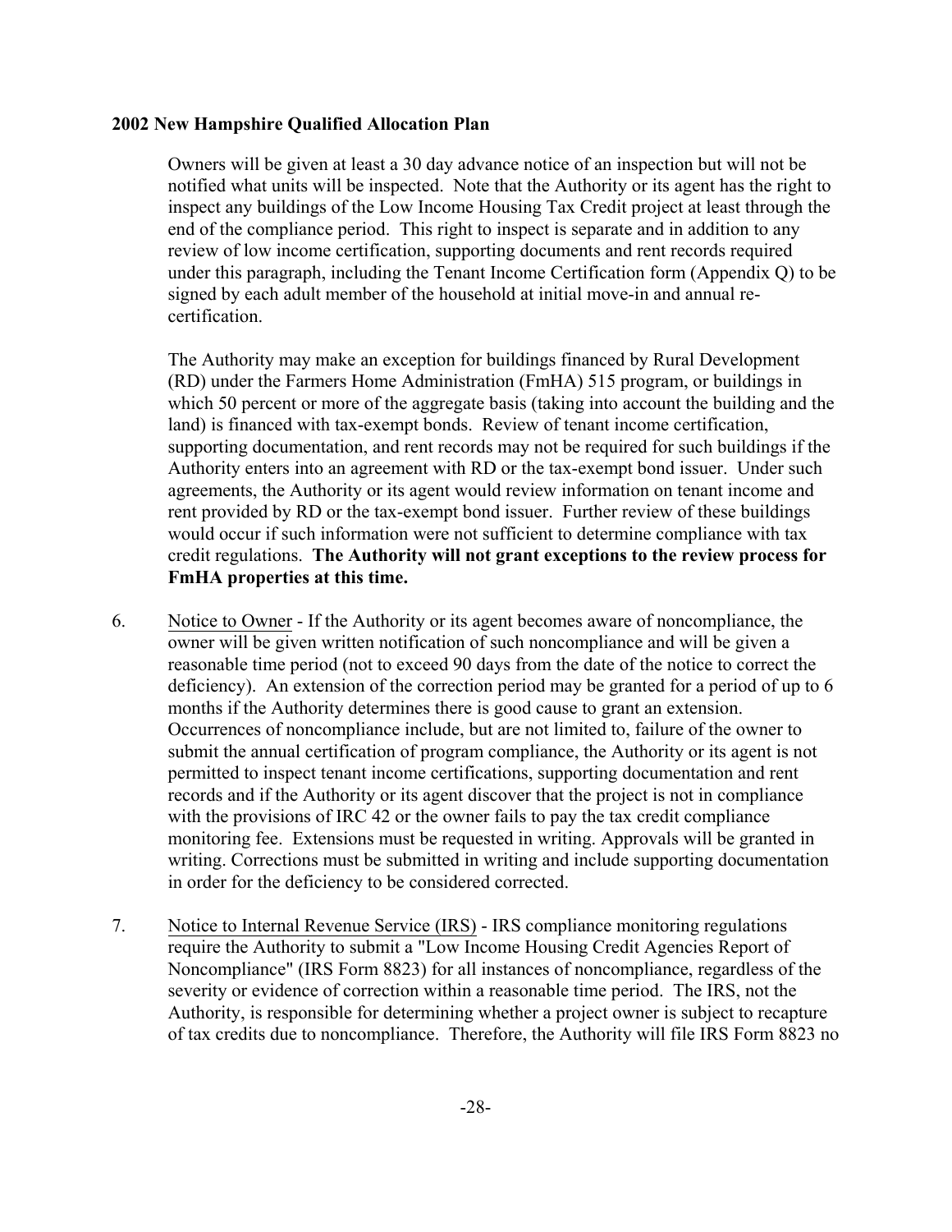Owners will be given at least a 30 day advance notice of an inspection but will not be notified what units will be inspected. Note that the Authority or its agent has the right to inspect any buildings of the Low Income Housing Tax Credit project at least through the end of the compliance period. This right to inspect is separate and in addition to any review of low income certification, supporting documents and rent records required under this paragraph, including the Tenant Income Certification form (Appendix Q) to be signed by each adult member of the household at initial move-in and annual re-certification.

The Authority may make an exception for buildings financed by Rural Development (RD) under the Farmers Home Administration (FmHA) 515 program, or buildings in which 50 percent or more of the aggregate basis (taking into account the building and the land) is financed with tax-exempt bonds. Review of tenant income certification, supporting documentation, and rent records may not be required for such buildings if the Authority enters into an agreement with RD or the tax-exempt bond issuer. Under such agreements, the Authority or its agent would review information on tenant income and rent provided by RD or the tax-exempt bond issuer. Further review of these buildings would occur if such information were not sufficient to determine compliance with tax credit regulations. **The Authority will not grant exceptions to the review process for FmHA properties at this time.**

6. Notice to Owner - If the Authority or its agent becomes aware of noncompliance, the owner will be given written notification of such noncompliance and will be given a reasonable time period (not to exceed 90 days from the date of the notice to correct the deficiency). An extension of the correction period may be granted for a period of up to 6 months if the Authority determines there is good cause to grant an extension. Occurrences of noncompliance include, but are not limited to, failure of the owner to submit the annual certification of program compliance, the Authority or its agent is not permitted to inspect tenant income certifications, supporting documentation and rent records and if the Authority or its agent discover that the project is not in compliance with the provisions of IRC 42 or the owner fails to pay the tax credit compliance monitoring fee. Extensions must be requested in writing. Approvals will be granted in writing. Corrections must be submitted in writing and include supporting documentation in order for the deficiency to be considered corrected.

7. Notice to Internal Revenue Service (IRS) - IRS compliance monitoring regulations require the Authority to submit a "Low Income Housing Credit Agencies Report of Noncompliance" (IRS Form 8823) for all instances of noncompliance, regardless of the severity or evidence of correction within a reasonable time period. The IRS, not the Authority, is responsible for determining whether a project owner is subject to recapture of tax credits due to noncompliance. Therefore, the Authority will file IRS Form 8823 no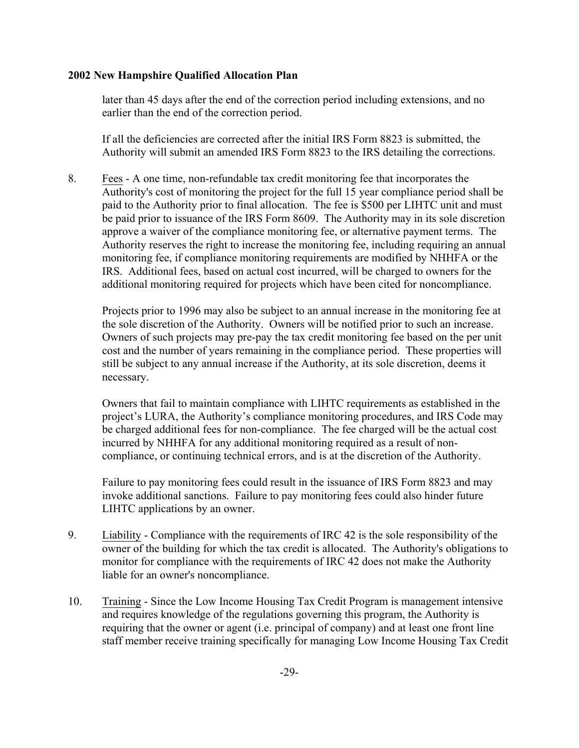later than 45 days after the end of the correction period including extensions, and no earlier than the end of the correction period.

If all the deficiencies are corrected after the initial IRS Form 8823 is submitted, the Authority will submit an amended IRS Form 8823 to the IRS detailing the corrections.

8. Fees - A one time, non-refundable tax credit monitoring fee that incorporates the Authority's cost of monitoring the project for the full 15 year compliance period shall be paid to the Authority prior to final allocation. The fee is $500 per LIHTC unit and must be paid prior to issuance of the IRS Form 8609. The Authority may in its sole discretion approve a waiver of the compliance monitoring fee, or alternative payment terms. The Authority reserves the right to increase the monitoring fee, including requiring an annual monitoring fee, if compliance monitoring requirements are modified by NHHFA or the IRS. Additional fees, based on actual cost incurred, will be charged to owners for the additional monitoring required for projects which have been cited for noncompliance.

   Projects prior to 1996 may also be subject to an annual increase in the monitoring fee at the sole discretion of the Authority. Owners will be notified prior to such an increase. Owners of such projects may pre-pay the tax credit monitoring fee based on the per unit cost and the number of years remaining in the compliance period. These properties will still be subject to any annual increase if the Authority, at its sole discretion, deems it necessary.

   Owners that fail to maintain compliance with LIHTC requirements as established in the project's LURA, the Authority's compliance monitoring procedures, and IRS Code may be charged additional fees for non-compliance. The fee charged will be the actual cost incurred by NHHFA for any additional monitoring required as a result of non-compliance, or continuing technical errors, and is at the discretion of the Authority.

   Failure to pay monitoring fees could result in the issuance of IRS Form 8823 and may invoke additional sanctions. Failure to pay monitoring fees could also hinder future LIHTC applications by an owner.

9. Liability - Compliance with the requirements of IRC 42 is the sole responsibility of the owner of the building for which the tax credit is allocated. The Authority's obligations to monitor for compliance with the requirements of IRC 42 does not make the Authority liable for an owner's noncompliance.

10. Training - Since the Low Income Housing Tax Credit Program is management intensive and requires knowledge of the regulations governing this program, the Authority is requiring that the owner or agent (i.e. principal of company) and at least one front line staff member receive training specifically for managing Low Income Housing Tax Credit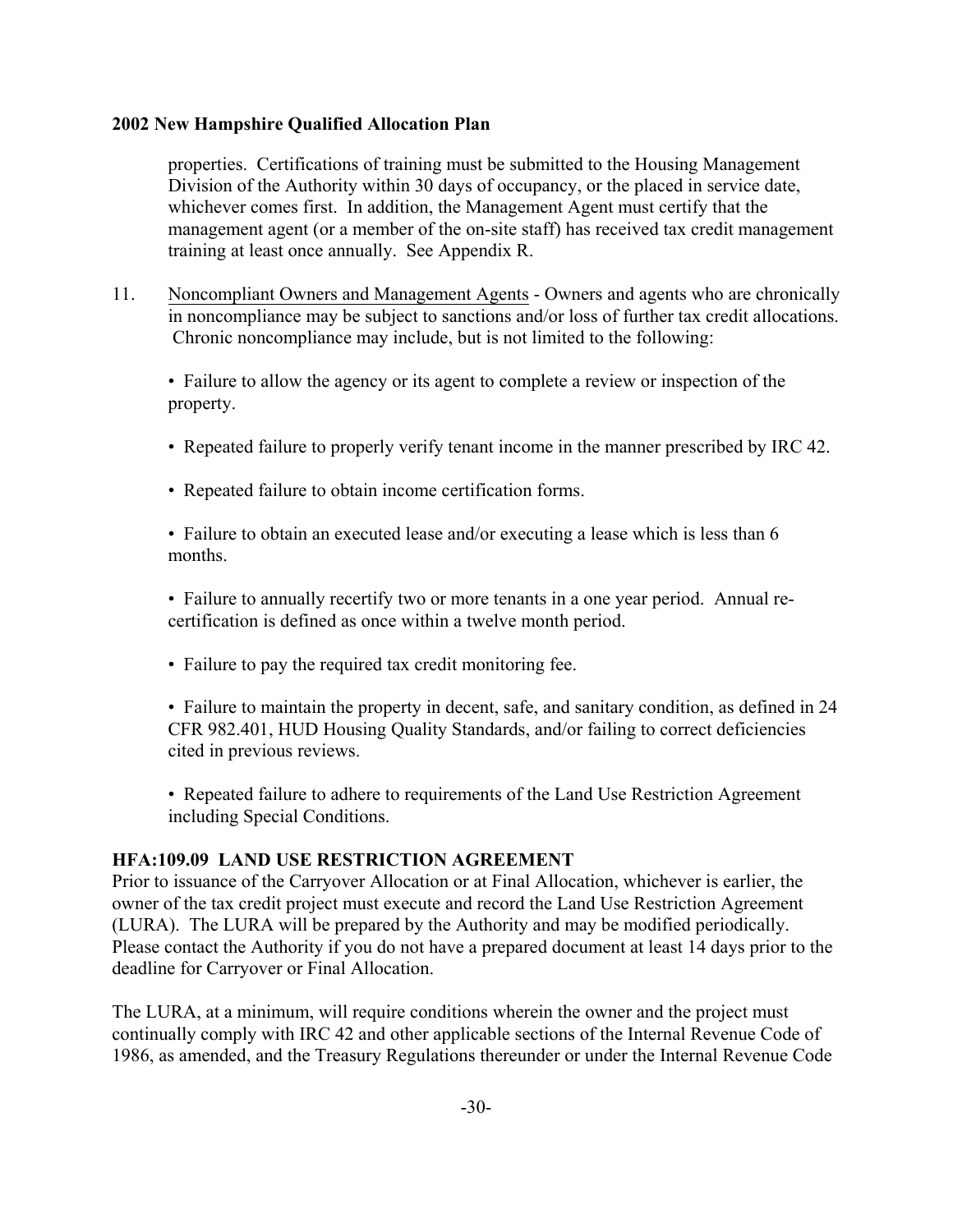properties. Certifications of training must be submitted to the Housing Management Division of the Authority within 30 days of occupancy, or the placed in service date, whichever comes first. In addition, the Management Agent must certify that the management agent (or a member of the on-site staff) has received tax credit management training at least once annually. See Appendix R.

11. Noncompliant Owners and Management Agents - Owners and agents who are chronically in noncompliance may be subject to sanctions and/or loss of further tax credit allocations. Chronic noncompliance may include, but is not limited to the following:

    - Failure to allow the agency or its agent to complete a review or inspection of the property.
    - Repeated failure to properly verify tenant income in the manner prescribed by IRC 42.
    - Repeated failure to obtain income certification forms.
    - Failure to obtain an executed lease and/or executing a lease which is less than 6 months.
    - Failure to annually recertify two or more tenants in a one year period. Annual re-certification is defined as once within a twelve month period.
    - Failure to pay the required tax credit monitoring fee.
    - Failure to maintain the property in decent, safe, and sanitary condition, as defined in 24 CFR 982.401, HUD Housing Quality Standards, and/or failing to correct deficiencies cited in previous reviews.
    - Repeated failure to adhere to requirements of the Land Use Restriction Agreement including Special Conditions.

## HFA:109.09 LAND USE RESTRICTION AGREEMENT

Prior to issuance of the Carryover Allocation or at Final Allocation, whichever is earlier, the owner of the tax credit project must execute and record the Land Use Restriction Agreement (LURA). The LURA will be prepared by the Authority and may be modified periodically. Please contact the Authority if you do not have a prepared document at least 14 days prior to the deadline for Carryover or Final Allocation.

The LURA, at a minimum, will require conditions wherein the owner and the project must continually comply with IRC 42 and other applicable sections of the Internal Revenue Code of 1986, as amended, and the Treasury Regulations thereunder or under the Internal Revenue Code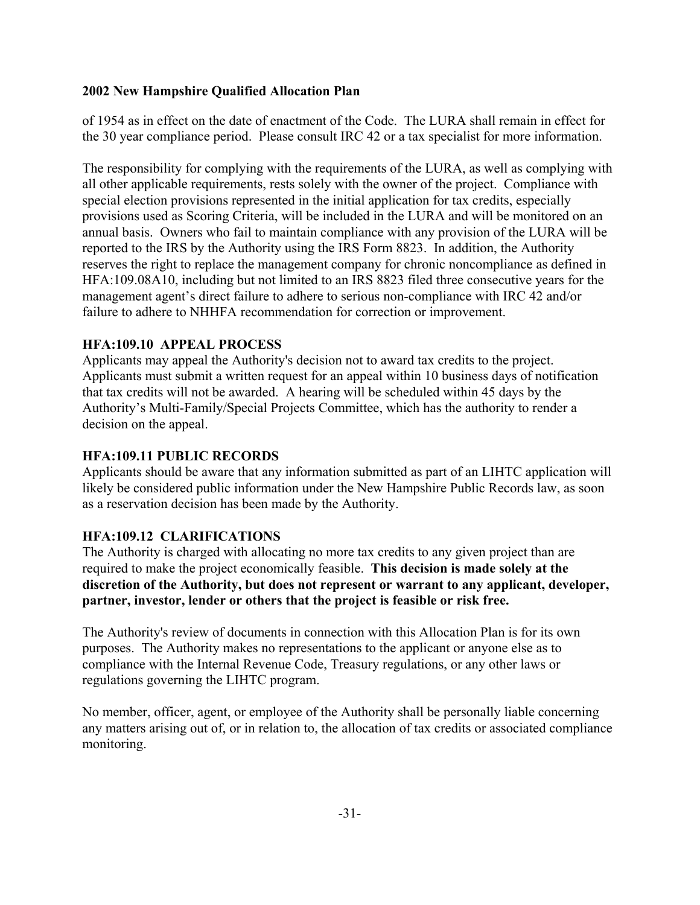of 1954 as in effect on the date of enactment of the Code. The LURA shall remain in effect for the 30 year compliance period. Please consult IRC 42 or a tax specialist for more information.

The responsibility for complying with the requirements of the LURA, as well as complying with all other applicable requirements, rests solely with the owner of the project. Compliance with special election provisions represented in the initial application for tax credits, especially provisions used as Scoring Criteria, will be included in the LURA and will be monitored on an annual basis. Owners who fail to maintain compliance with any provision of the LURA will be reported to the IRS by the Authority using the IRS Form 8823. In addition, the Authority reserves the right to replace the management company for chronic noncompliance as defined in HFA:109.08A10, including but not limited to an IRS 8823 filed three consecutive years for the management agent's direct failure to adhere to serious non-compliance with IRC 42 and/or failure to adhere to NHHFA recommendation for correction or improvement.

### HFA:109.10 APPEAL PROCESS

Applicants may appeal the Authority's decision not to award tax credits to the project. Applicants must submit a written request for an appeal within 10 business days of notification that tax credits will not be awarded. A hearing will be scheduled within 45 days by the Authority's Multi-Family/Special Projects Committee, which has the authority to render a decision on the appeal.

### HFA:109.11 PUBLIC RECORDS

Applicants should be aware that any information submitted as part of an LIHTC application will likely be considered public information under the New Hampshire Public Records law, as soon as a reservation decision has been made by the Authority.

### HFA:109.12 CLARIFICATIONS

The Authority is charged with allocating no more tax credits to any given project than are required to make the project economically feasible. **This decision is made solely at the discretion of the Authority, but does not represent or warrant to any applicant, developer, partner, investor, lender or others that the project is feasible or risk free.**

The Authority's review of documents in connection with this Allocation Plan is for its own purposes. The Authority makes no representations to the applicant or anyone else as to compliance with the Internal Revenue Code, Treasury regulations, or any other laws or regulations governing the LIHTC program.

No member, officer, agent, or employee of the Authority shall be personally liable concerning any matters arising out of, or in relation to, the allocation of tax credits or associated compliance monitoring.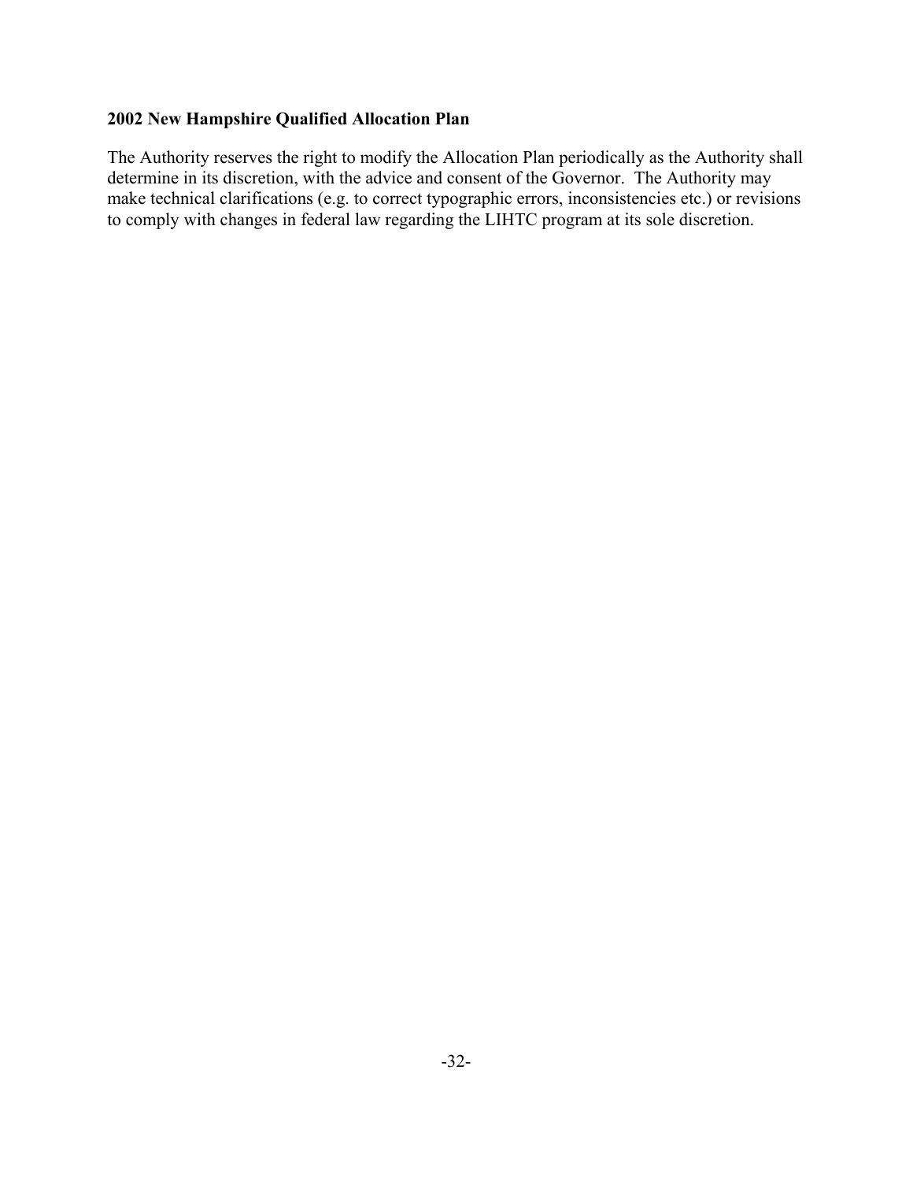The Authority reserves the right to modify the Allocation Plan periodically as the Authority shall determine in its discretion, with the advice and consent of the Governor. The Authority may make technical clarifications (e.g. to correct typographic errors, inconsistencies etc.) or revisions to comply with changes in federal law regarding the LIHTC program at its sole discretion.